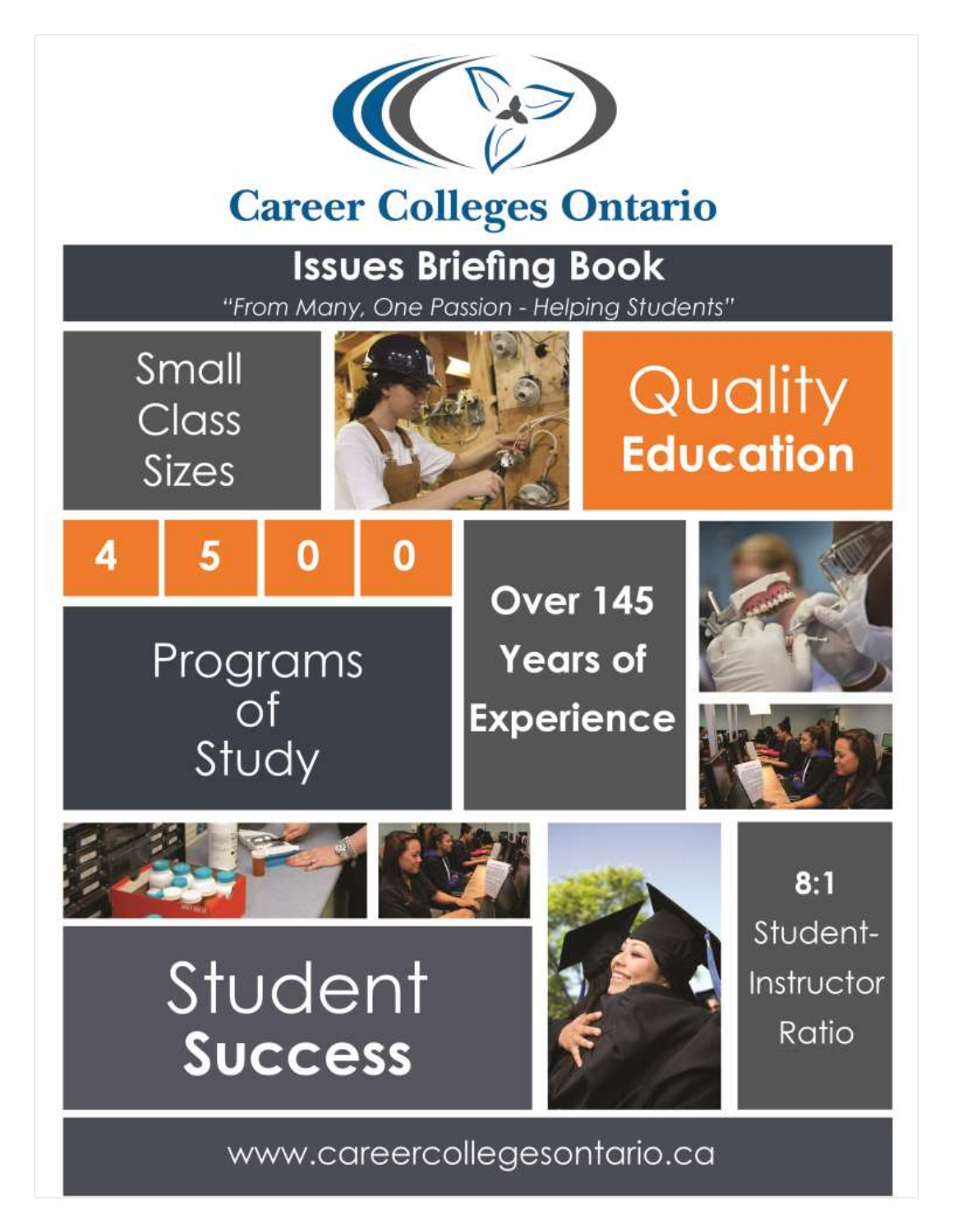# Career Colleges Ontario

## Issues Briefing Book

*"From Many, One Passion - Helping Students"*

Small Class Sizes

**Quality Education**

4500 Programs of Study

**Over 145 Years of Experience**

**8:1** Student-Instructor Ratio

**Student Success**

www.careercollegesontario.ca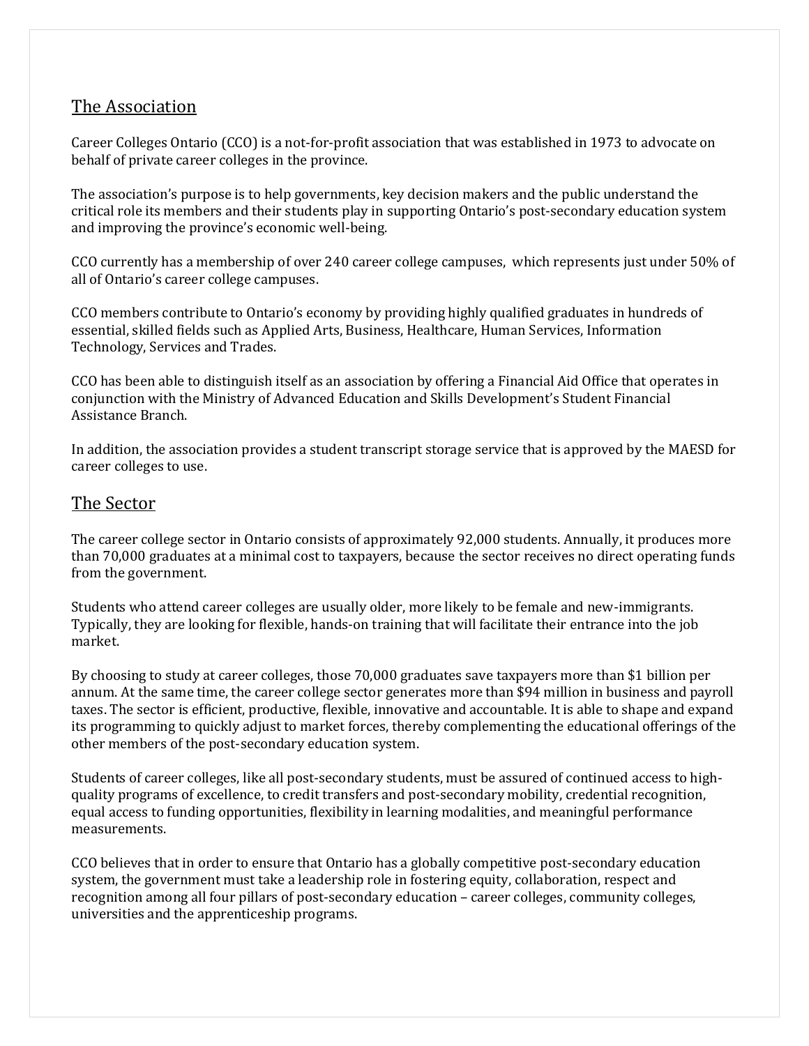## The Association

Career Colleges Ontario (CCO) is a not-for-profit association that was established in 1973 to advocate on behalf of private career colleges in the province.

The association's purpose is to help governments, key decision makers and the public understand the critical role its members and their students play in supporting Ontario's post-secondary education system and improving the province's economic well-being.

CCO currently has a membership of over 240 career college campuses, which represents just under 50% of all of Ontario's career college campuses.

CCO members contribute to Ontario's economy by providing highly qualified graduates in hundreds of essential, skilled fields such as Applied Arts, Business, Healthcare, Human Services, Information Technology, Services and Trades.

CCO has been able to distinguish itself as an association by offering a Financial Aid Office that operates in conjunction with the Ministry of Advanced Education and Skills Development's Student Financial Assistance Branch.

In addition, the association provides a student transcript storage service that is approved by the MAESD for career colleges to use.

## The Sector

The career college sector in Ontario consists of approximately 92,000 students. Annually, it produces more than 70,000 graduates at a minimal cost to taxpayers, because the sector receives no direct operating funds from the government.

Students who attend career colleges are usually older, more likely to be female and new-immigrants. Typically, they are looking for flexible, hands-on training that will facilitate their entrance into the job market.

By choosing to study at career colleges, those 70,000 graduates save taxpayers more than $1 billion per annum. At the same time, the career college sector generates more than $94 million in business and payroll taxes. The sector is efficient, productive, flexible, innovative and accountable. It is able to shape and expand its programming to quickly adjust to market forces, thereby complementing the educational offerings of the other members of the post-secondary education system.

Students of career colleges, like all post-secondary students, must be assured of continued access to high-quality programs of excellence, to credit transfers and post-secondary mobility, credential recognition, equal access to funding opportunities, flexibility in learning modalities, and meaningful performance measurements.

CCO believes that in order to ensure that Ontario has a globally competitive post-secondary education system, the government must take a leadership role in fostering equity, collaboration, respect and recognition among all four pillars of post-secondary education – career colleges, community colleges, universities and the apprenticeship programs.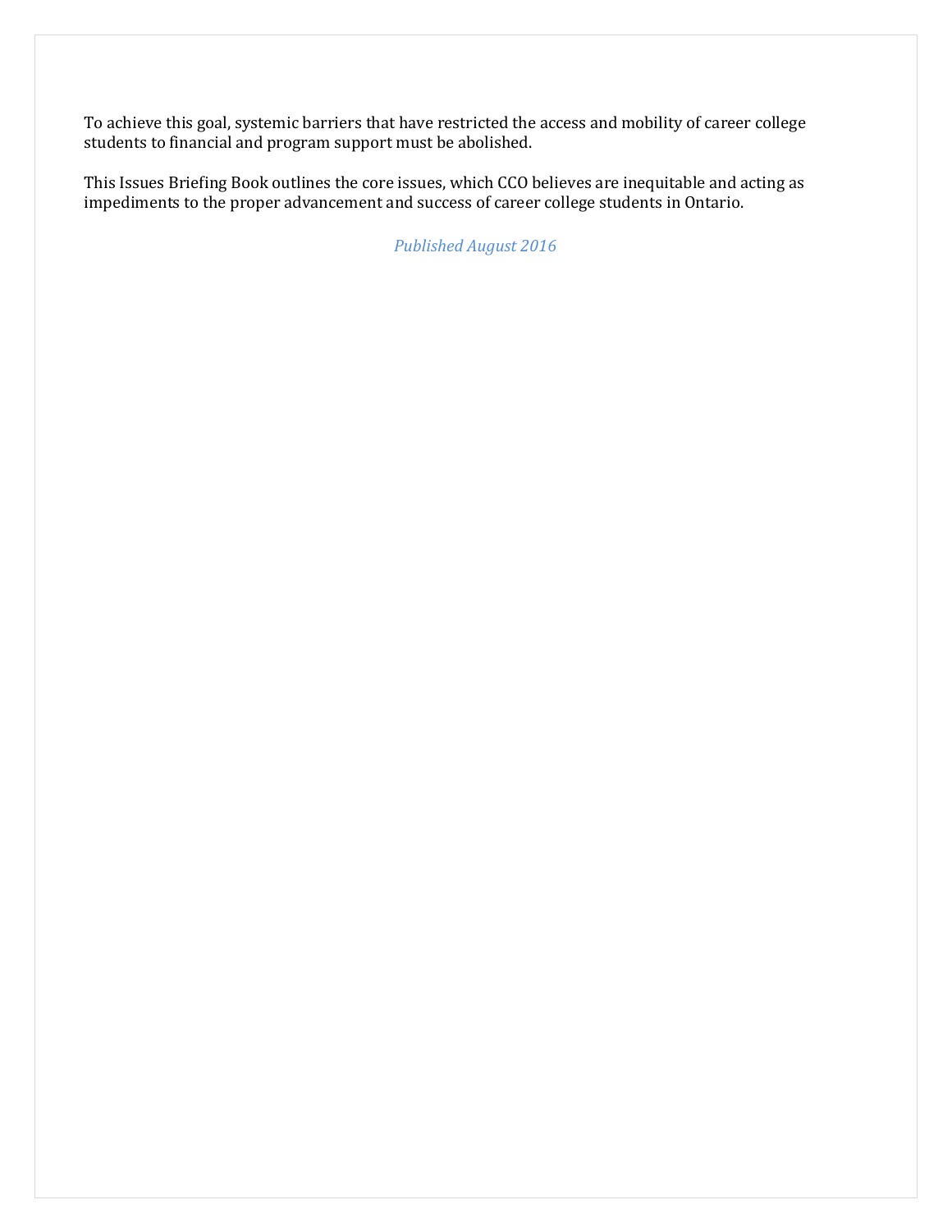To achieve this goal, systemic barriers that have restricted the access and mobility of career college students to financial and program support must be abolished.

This Issues Briefing Book outlines the core issues, which CCO believes are inequitable and acting as impediments to the proper advancement and success of career college students in Ontario.

*Published August 2016*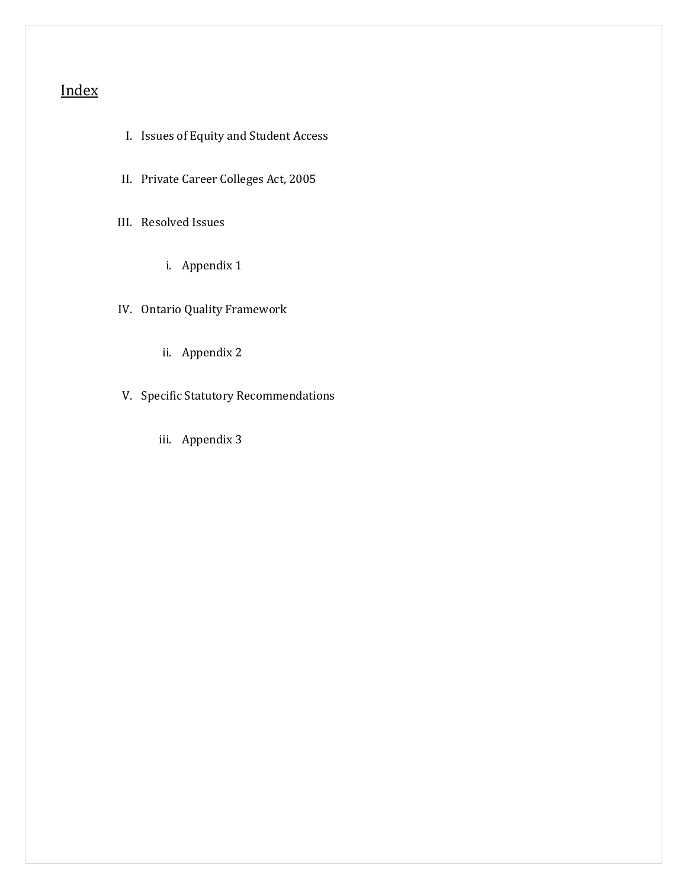## Index

I. Issues of Equity and Student Access

II. Private Career Colleges Act, 2005

III. Resolved Issues

   i. Appendix 1

IV. Ontario Quality Framework

   ii. Appendix 2

V. Specific Statutory Recommendations

   iii. Appendix 3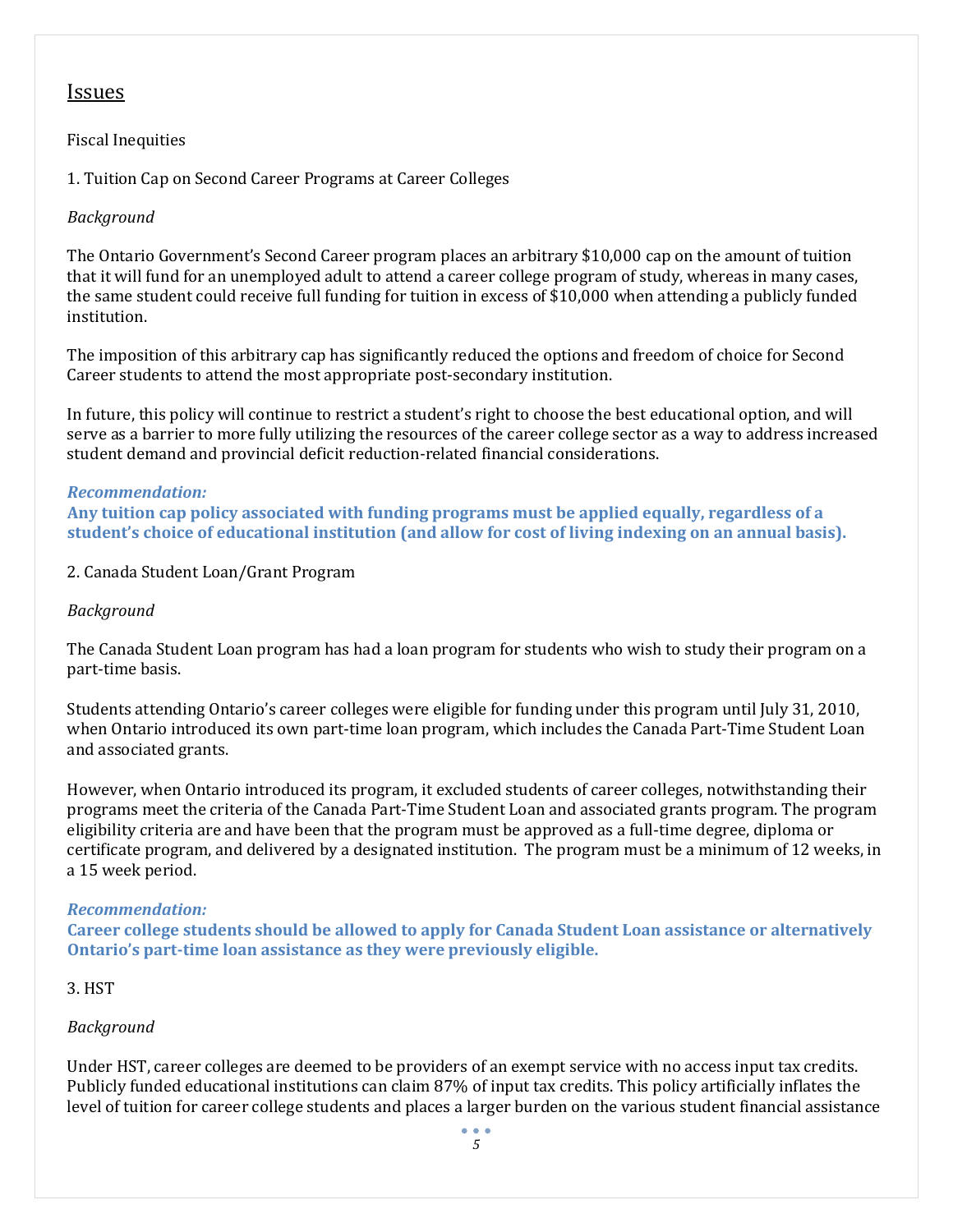## Issues

Fiscal Inequities

1. Tuition Cap on Second Career Programs at Career Colleges

*Background*

The Ontario Government's Second Career program places an arbitrary $10,000 cap on the amount of tuition that it will fund for an unemployed adult to attend a career college program of study, whereas in many cases, the same student could receive full funding for tuition in excess of $10,000 when attending a publicly funded institution.

The imposition of this arbitrary cap has significantly reduced the options and freedom of choice for Second Career students to attend the most appropriate post-secondary institution.

In future, this policy will continue to restrict a student's right to choose the best educational option, and will serve as a barrier to more fully utilizing the resources of the career college sector as a way to address increased student demand and provincial deficit reduction-related financial considerations.

***Recommendation:***
**Any tuition cap policy associated with funding programs must be applied equally, regardless of a student's choice of educational institution (and allow for cost of living indexing on an annual basis).**

2. Canada Student Loan/Grant Program

*Background*

The Canada Student Loan program has had a loan program for students who wish to study their program on a part-time basis.

Students attending Ontario's career colleges were eligible for funding under this program until July 31, 2010, when Ontario introduced its own part-time loan program, which includes the Canada Part-Time Student Loan and associated grants.

However, when Ontario introduced its program, it excluded students of career colleges, notwithstanding their programs meet the criteria of the Canada Part-Time Student Loan and associated grants program. The program eligibility criteria are and have been that the program must be approved as a full-time degree, diploma or certificate program, and delivered by a designated institution. The program must be a minimum of 12 weeks, in a 15 week period.

***Recommendation:***
**Career college students should be allowed to apply for Canada Student Loan assistance or alternatively Ontario's part-time loan assistance as they were previously eligible.**

3. HST

*Background*

Under HST, career colleges are deemed to be providers of an exempt service with no access input tax credits. Publicly funded educational institutions can claim 87% of input tax credits. This policy artificially inflates the level of tuition for career college students and places a larger burden on the various student financial assistance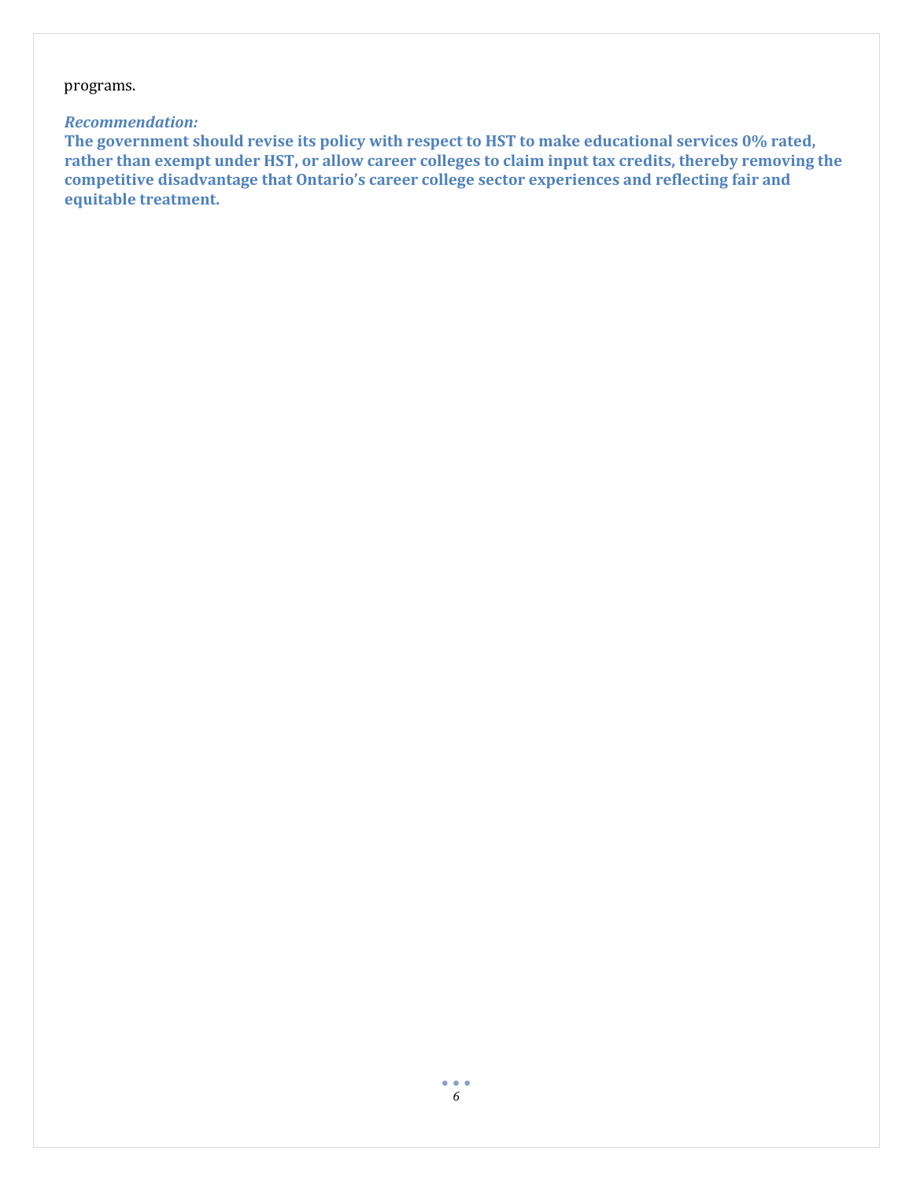programs.

***Recommendation:***

**The government should revise its policy with respect to HST to make educational services 0% rated, rather than exempt under HST, or allow career colleges to claim input tax credits, thereby removing the competitive disadvantage that Ontario's career college sector experiences and reflecting fair and equitable treatment.**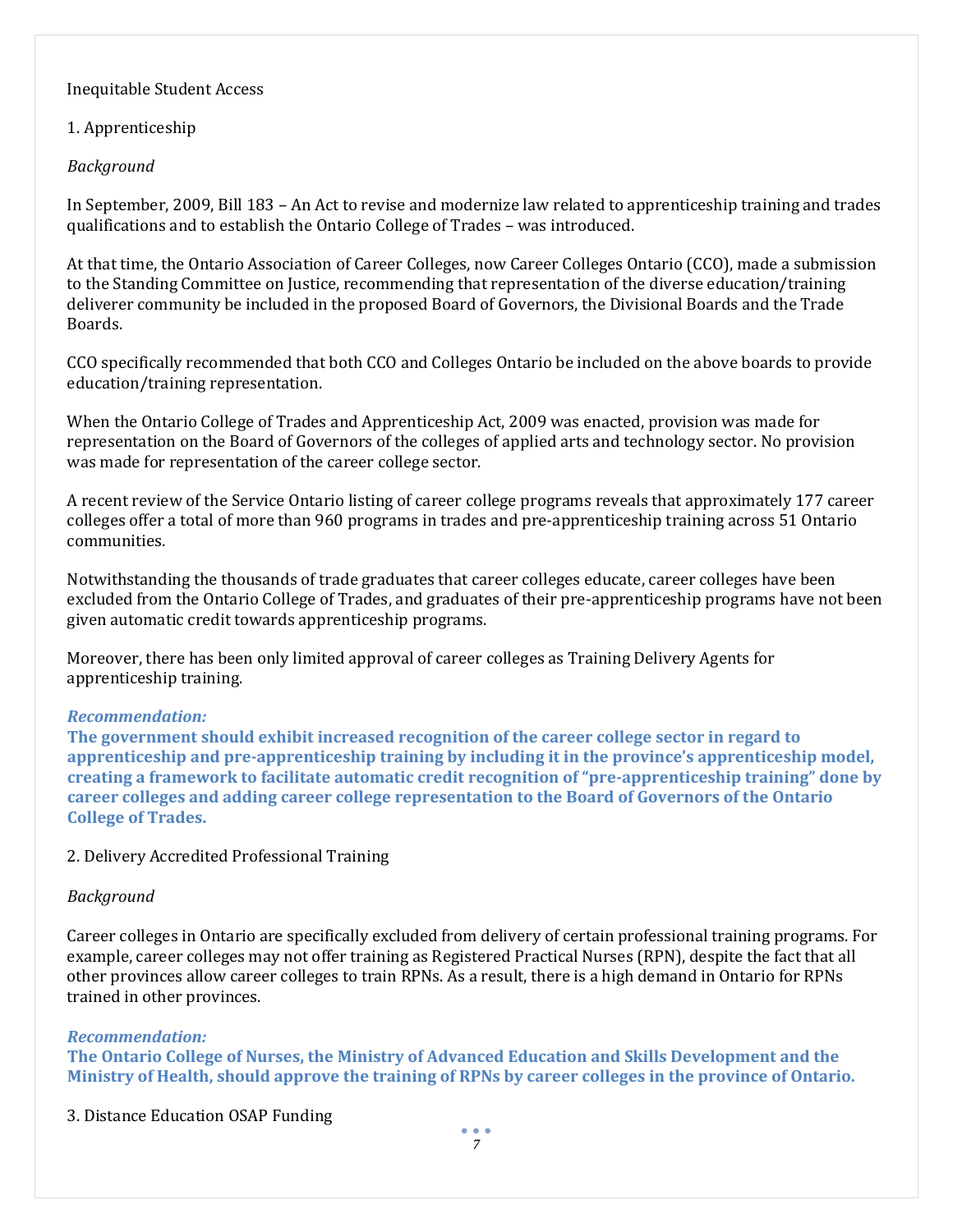## Inequitable Student Access

### 1. Apprenticeship

*Background*

In September, 2009, Bill 183 – An Act to revise and modernize law related to apprenticeship training and trades qualifications and to establish the Ontario College of Trades – was introduced.

At that time, the Ontario Association of Career Colleges, now Career Colleges Ontario (CCO), made a submission to the Standing Committee on Justice, recommending that representation of the diverse education/training deliverer community be included in the proposed Board of Governors, the Divisional Boards and the Trade Boards.

CCO specifically recommended that both CCO and Colleges Ontario be included on the above boards to provide education/training representation.

When the Ontario College of Trades and Apprenticeship Act, 2009 was enacted, provision was made for representation on the Board of Governors of the colleges of applied arts and technology sector. No provision was made for representation of the career college sector.

A recent review of the Service Ontario listing of career college programs reveals that approximately 177 career colleges offer a total of more than 960 programs in trades and pre-apprenticeship training across 51 Ontario communities.

Notwithstanding the thousands of trade graduates that career colleges educate, career colleges have been excluded from the Ontario College of Trades, and graduates of their pre-apprenticeship programs have not been given automatic credit towards apprenticeship programs.

Moreover, there has been only limited approval of career colleges as Training Delivery Agents for apprenticeship training.

***Recommendation:***

**The government should exhibit increased recognition of the career college sector in regard to apprenticeship and pre-apprenticeship training by including it in the province's apprenticeship model, creating a framework to facilitate automatic credit recognition of "pre-apprenticeship training" done by career colleges and adding career college representation to the Board of Governors of the Ontario College of Trades.**

### 2. Delivery Accredited Professional Training

*Background*

Career colleges in Ontario are specifically excluded from delivery of certain professional training programs. For example, career colleges may not offer training as Registered Practical Nurses (RPN), despite the fact that all other provinces allow career colleges to train RPNs. As a result, there is a high demand in Ontario for RPNs trained in other provinces.

***Recommendation:***

**The Ontario College of Nurses, the Ministry of Advanced Education and Skills Development and the Ministry of Health, should approve the training of RPNs by career colleges in the province of Ontario.**

### 3. Distance Education OSAP Funding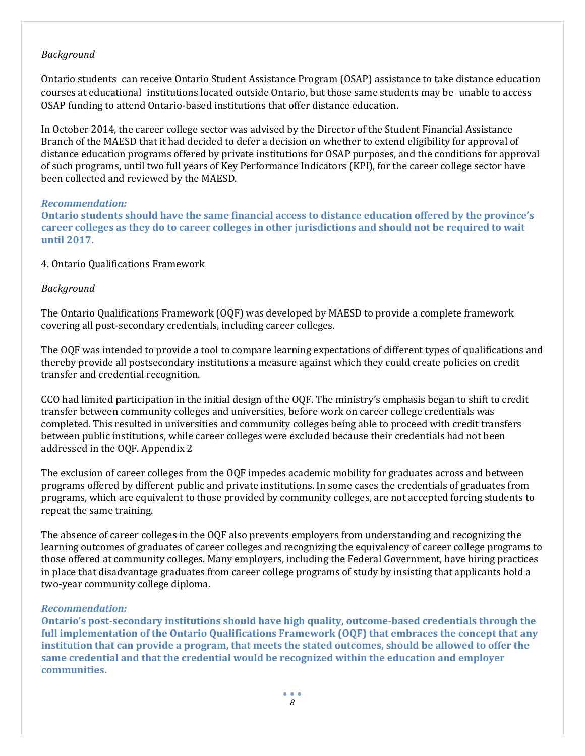*Background*

Ontario students can receive Ontario Student Assistance Program (OSAP) assistance to take distance education courses at educational institutions located outside Ontario, but those same students may be unable to access OSAP funding to attend Ontario-based institutions that offer distance education.

In October 2014, the career college sector was advised by the Director of the Student Financial Assistance Branch of the MAESD that it had decided to defer a decision on whether to extend eligibility for approval of distance education programs offered by private institutions for OSAP purposes, and the conditions for approval of such programs, until two full years of Key Performance Indicators (KPI), for the career college sector have been collected and reviewed by the MAESD.

***Recommendation:***

**Ontario students should have the same financial access to distance education offered by the province's career colleges as they do to career colleges in other jurisdictions and should not be required to wait until 2017.**

4. Ontario Qualifications Framework

*Background*

The Ontario Qualifications Framework (OQF) was developed by MAESD to provide a complete framework covering all post-secondary credentials, including career colleges.

The OQF was intended to provide a tool to compare learning expectations of different types of qualifications and thereby provide all postsecondary institutions a measure against which they could create policies on credit transfer and credential recognition.

CCO had limited participation in the initial design of the OQF. The ministry's emphasis began to shift to credit transfer between community colleges and universities, before work on career college credentials was completed. This resulted in universities and community colleges being able to proceed with credit transfers between public institutions, while career colleges were excluded because their credentials had not been addressed in the OQF. Appendix 2

The exclusion of career colleges from the OQF impedes academic mobility for graduates across and between programs offered by different public and private institutions. In some cases the credentials of graduates from programs, which are equivalent to those provided by community colleges, are not accepted forcing students to repeat the same training.

The absence of career colleges in the OQF also prevents employers from understanding and recognizing the learning outcomes of graduates of career colleges and recognizing the equivalency of career college programs to those offered at community colleges. Many employers, including the Federal Government, have hiring practices in place that disadvantage graduates from career college programs of study by insisting that applicants hold a two-year community college diploma.

***Recommendation:***

**Ontario's post-secondary institutions should have high quality, outcome-based credentials through the full implementation of the Ontario Qualifications Framework (OQF) that embraces the concept that any institution that can provide a program, that meets the stated outcomes, should be allowed to offer the same credential and that the credential would be recognized within the education and employer communities.**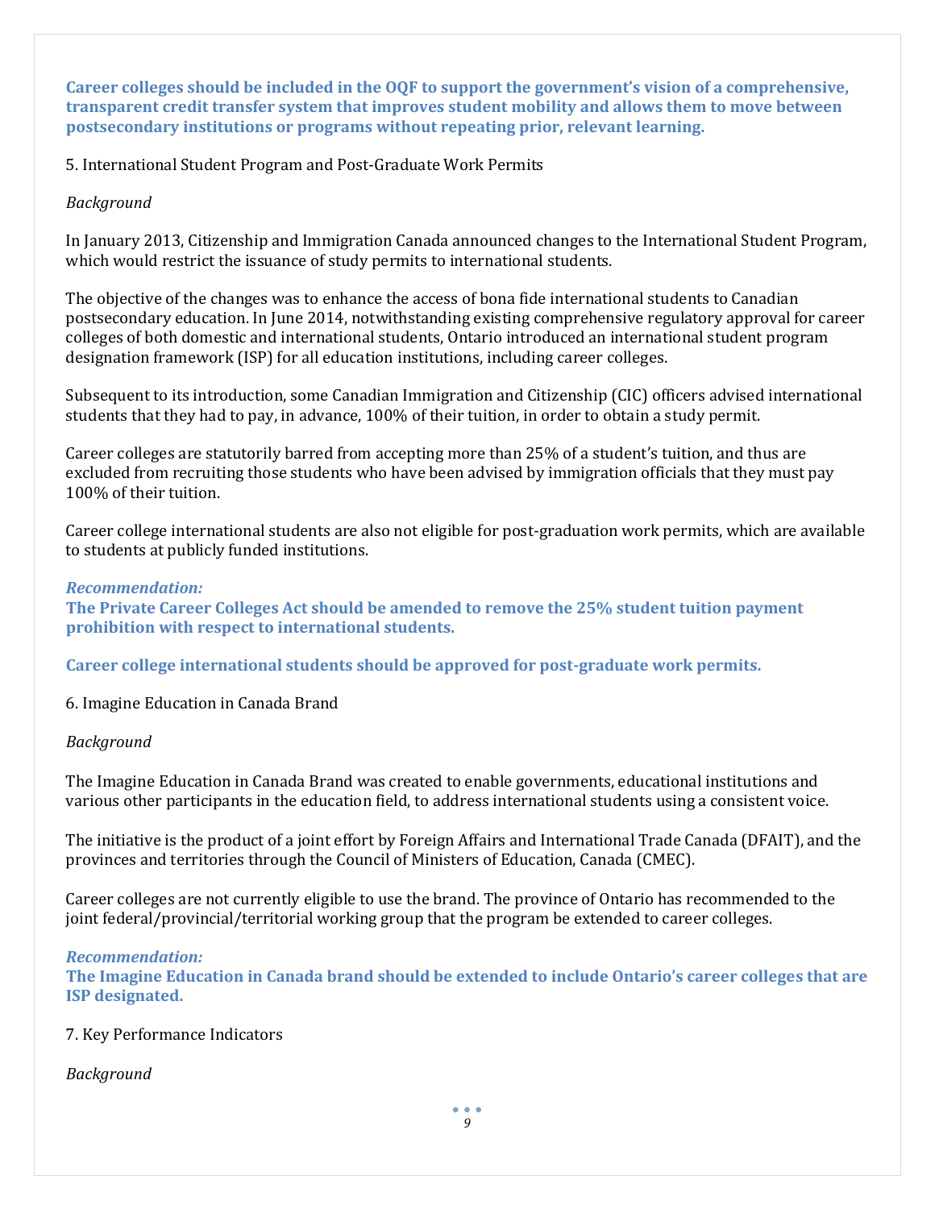**Career colleges should be included in the OQF to support the government's vision of a comprehensive, transparent credit transfer system that improves student mobility and allows them to move between postsecondary institutions or programs without repeating prior, relevant learning.**

5. International Student Program and Post-Graduate Work Permits

*Background*

In January 2013, Citizenship and Immigration Canada announced changes to the International Student Program, which would restrict the issuance of study permits to international students.

The objective of the changes was to enhance the access of bona fide international students to Canadian postsecondary education. In June 2014, notwithstanding existing comprehensive regulatory approval for career colleges of both domestic and international students, Ontario introduced an international student program designation framework (ISP) for all education institutions, including career colleges.

Subsequent to its introduction, some Canadian Immigration and Citizenship (CIC) officers advised international students that they had to pay, in advance, 100% of their tuition, in order to obtain a study permit.

Career colleges are statutorily barred from accepting more than 25% of a student's tuition, and thus are excluded from recruiting those students who have been advised by immigration officials that they must pay 100% of their tuition.

Career college international students are also not eligible for post-graduation work permits, which are available to students at publicly funded institutions.

***Recommendation:***
**The Private Career Colleges Act should be amended to remove the 25% student tuition payment prohibition with respect to international students.**

**Career college international students should be approved for post-graduate work permits.**

6. Imagine Education in Canada Brand

*Background*

The Imagine Education in Canada Brand was created to enable governments, educational institutions and various other participants in the education field, to address international students using a consistent voice.

The initiative is the product of a joint effort by Foreign Affairs and International Trade Canada (DFAIT), and the provinces and territories through the Council of Ministers of Education, Canada (CMEC).

Career colleges are not currently eligible to use the brand. The province of Ontario has recommended to the joint federal/provincial/territorial working group that the program be extended to career colleges.

***Recommendation:***
**The Imagine Education in Canada brand should be extended to include Ontario's career colleges that are ISP designated.**

7. Key Performance Indicators

*Background*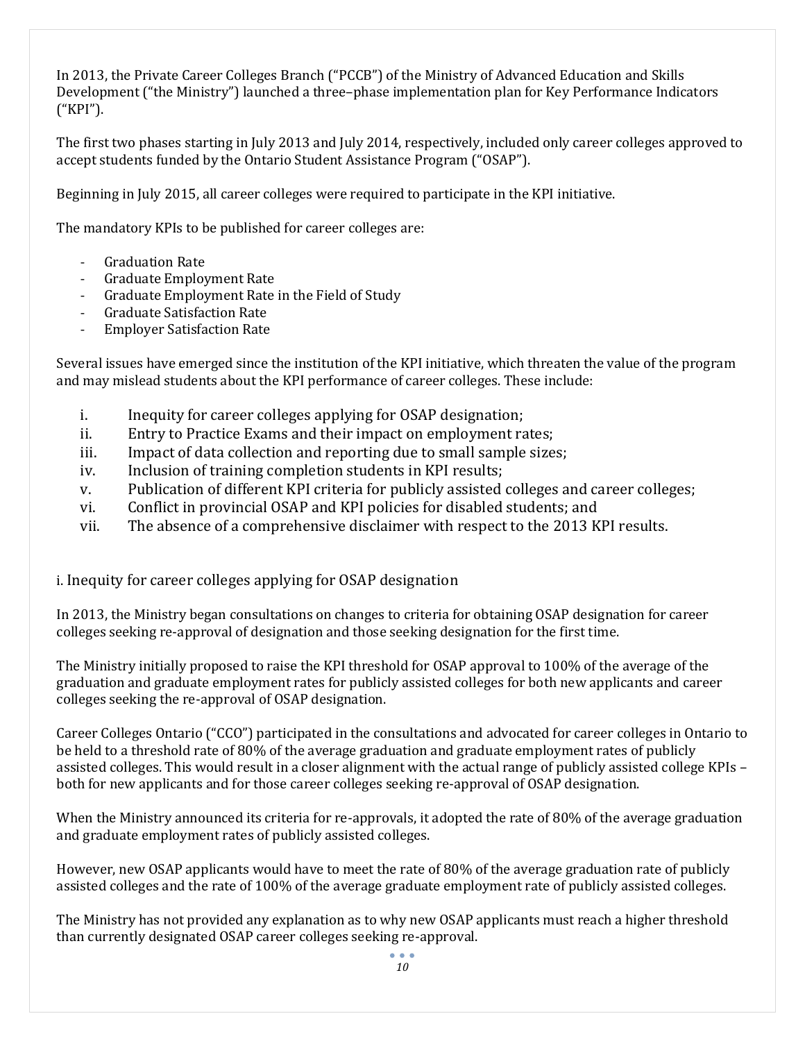In 2013, the Private Career Colleges Branch ("PCCB") of the Ministry of Advanced Education and Skills Development ("the Ministry") launched a three–phase implementation plan for Key Performance Indicators ("KPI").

The first two phases starting in July 2013 and July 2014, respectively, included only career colleges approved to accept students funded by the Ontario Student Assistance Program ("OSAP").

Beginning in July 2015, all career colleges were required to participate in the KPI initiative.

The mandatory KPIs to be published for career colleges are:

- Graduation Rate
- Graduate Employment Rate
- Graduate Employment Rate in the Field of Study
- Graduate Satisfaction Rate
- Employer Satisfaction Rate

Several issues have emerged since the institution of the KPI initiative, which threaten the value of the program and may mislead students about the KPI performance of career colleges. These include:

i. Inequity for career colleges applying for OSAP designation;
ii. Entry to Practice Exams and their impact on employment rates;
iii. Impact of data collection and reporting due to small sample sizes;
iv. Inclusion of training completion students in KPI results;
v. Publication of different KPI criteria for publicly assisted colleges and career colleges;
vi. Conflict in provincial OSAP and KPI policies for disabled students; and
vii. The absence of a comprehensive disclaimer with respect to the 2013 KPI results.

## i. Inequity for career colleges applying for OSAP designation

In 2013, the Ministry began consultations on changes to criteria for obtaining OSAP designation for career colleges seeking re-approval of designation and those seeking designation for the first time.

The Ministry initially proposed to raise the KPI threshold for OSAP approval to 100% of the average of the graduation and graduate employment rates for publicly assisted colleges for both new applicants and career colleges seeking the re-approval of OSAP designation.

Career Colleges Ontario ("CCO") participated in the consultations and advocated for career colleges in Ontario to be held to a threshold rate of 80% of the average graduation and graduate employment rates of publicly assisted colleges. This would result in a closer alignment with the actual range of publicly assisted college KPIs – both for new applicants and for those career colleges seeking re-approval of OSAP designation.

When the Ministry announced its criteria for re-approvals, it adopted the rate of 80% of the average graduation and graduate employment rates of publicly assisted colleges.

However, new OSAP applicants would have to meet the rate of 80% of the average graduation rate of publicly assisted colleges and the rate of 100% of the average graduate employment rate of publicly assisted colleges.

The Ministry has not provided any explanation as to why new OSAP applicants must reach a higher threshold than currently designated OSAP career colleges seeking re-approval.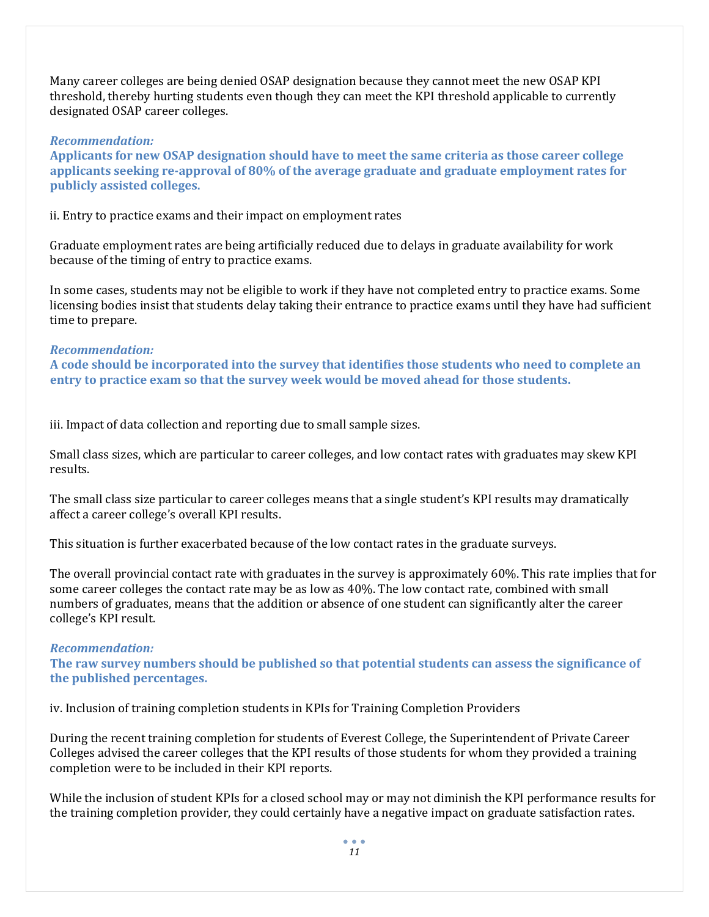Many career colleges are being denied OSAP designation because they cannot meet the new OSAP KPI threshold, thereby hurting students even though they can meet the KPI threshold applicable to currently designated OSAP career colleges.

***Recommendation:***
**Applicants for new OSAP designation should have to meet the same criteria as those career college applicants seeking re-approval of 80% of the average graduate and graduate employment rates for publicly assisted colleges.**

ii. Entry to practice exams and their impact on employment rates

Graduate employment rates are being artificially reduced due to delays in graduate availability for work because of the timing of entry to practice exams.

In some cases, students may not be eligible to work if they have not completed entry to practice exams. Some licensing bodies insist that students delay taking their entrance to practice exams until they have had sufficient time to prepare.

***Recommendation:***
**A code should be incorporated into the survey that identifies those students who need to complete an entry to practice exam so that the survey week would be moved ahead for those students.**

iii. Impact of data collection and reporting due to small sample sizes.

Small class sizes, which are particular to career colleges, and low contact rates with graduates may skew KPI results.

The small class size particular to career colleges means that a single student's KPI results may dramatically affect a career college's overall KPI results.

This situation is further exacerbated because of the low contact rates in the graduate surveys.

The overall provincial contact rate with graduates in the survey is approximately 60%. This rate implies that for some career colleges the contact rate may be as low as 40%. The low contact rate, combined with small numbers of graduates, means that the addition or absence of one student can significantly alter the career college's KPI result.

***Recommendation:***
**The raw survey numbers should be published so that potential students can assess the significance of the published percentages.**

iv. Inclusion of training completion students in KPIs for Training Completion Providers

During the recent training completion for students of Everest College, the Superintendent of Private Career Colleges advised the career colleges that the KPI results of those students for whom they provided a training completion were to be included in their KPI reports.

While the inclusion of student KPIs for a closed school may or may not diminish the KPI performance results for the training completion provider, they could certainly have a negative impact on graduate satisfaction rates.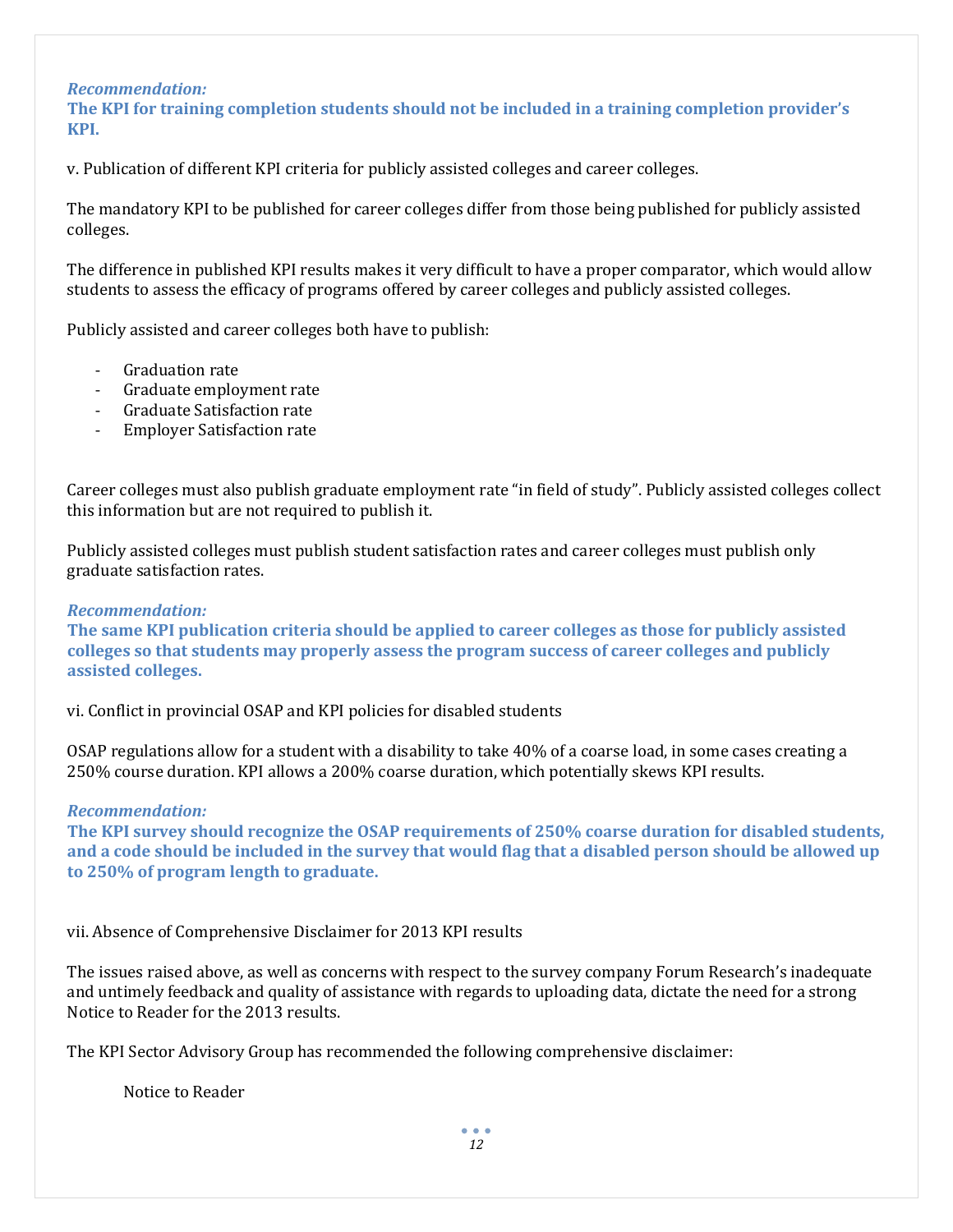***Recommendation:***
**The KPI for training completion students should not be included in a training completion provider's KPI.**

v. Publication of different KPI criteria for publicly assisted colleges and career colleges.

The mandatory KPI to be published for career colleges differ from those being published for publicly assisted colleges.

The difference in published KPI results makes it very difficult to have a proper comparator, which would allow students to assess the efficacy of programs offered by career colleges and publicly assisted colleges.

Publicly assisted and career colleges both have to publish:

- Graduation rate
- Graduate employment rate
- Graduate Satisfaction rate
- Employer Satisfaction rate

Career colleges must also publish graduate employment rate "in field of study". Publicly assisted colleges collect this information but are not required to publish it.

Publicly assisted colleges must publish student satisfaction rates and career colleges must publish only graduate satisfaction rates.

***Recommendation:***
**The same KPI publication criteria should be applied to career colleges as those for publicly assisted colleges so that students may properly assess the program success of career colleges and publicly assisted colleges.**

vi. Conflict in provincial OSAP and KPI policies for disabled students

OSAP regulations allow for a student with a disability to take 40% of a coarse load, in some cases creating a 250% course duration. KPI allows a 200% coarse duration, which potentially skews KPI results.

***Recommendation:***
**The KPI survey should recognize the OSAP requirements of 250% coarse duration for disabled students, and a code should be included in the survey that would flag that a disabled person should be allowed up to 250% of program length to graduate.**

vii. Absence of Comprehensive Disclaimer for 2013 KPI results

The issues raised above, as well as concerns with respect to the survey company Forum Research's inadequate and untimely feedback and quality of assistance with regards to uploading data, dictate the need for a strong Notice to Reader for the 2013 results.

The KPI Sector Advisory Group has recommended the following comprehensive disclaimer:

Notice to Reader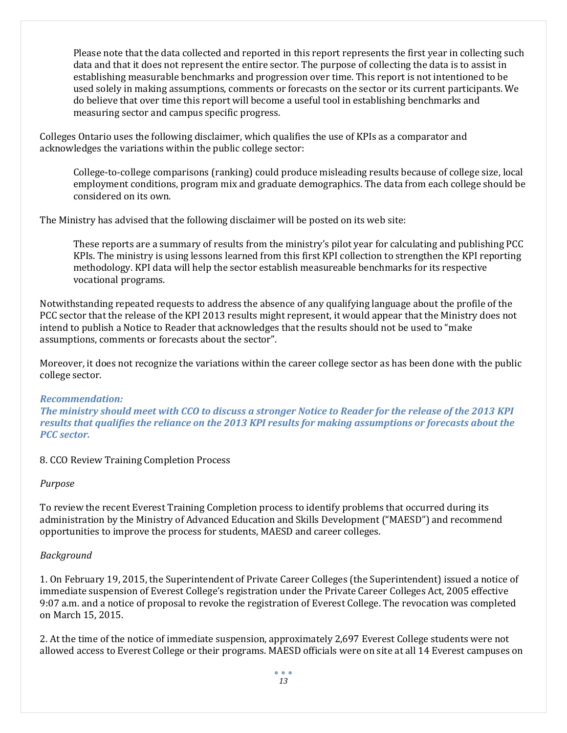> Please note that the data collected and reported in this report represents the first year in collecting such data and that it does not represent the entire sector. The purpose of collecting the data is to assist in establishing measurable benchmarks and progression over time. This report is not intentioned to be used solely in making assumptions, comments or forecasts on the sector or its current participants. We do believe that over time this report will become a useful tool in establishing benchmarks and measuring sector and campus specific progress.

Colleges Ontario uses the following disclaimer, which qualifies the use of KPIs as a comparator and acknowledges the variations within the public college sector:

> College-to-college comparisons (ranking) could produce misleading results because of college size, local employment conditions, program mix and graduate demographics. The data from each college should be considered on its own.

The Ministry has advised that the following disclaimer will be posted on its web site:

> These reports are a summary of results from the ministry's pilot year for calculating and publishing PCC KPIs. The ministry is using lessons learned from this first KPI collection to strengthen the KPI reporting methodology. KPI data will help the sector establish measureable benchmarks for its respective vocational programs.

Notwithstanding repeated requests to address the absence of any qualifying language about the profile of the PCC sector that the release of the KPI 2013 results might represent, it would appear that the Ministry does not intend to publish a Notice to Reader that acknowledges that the results should not be used to "make assumptions, comments or forecasts about the sector".

Moreover, it does not recognize the variations within the career college sector as has been done with the public college sector.

***Recommendation:***
***The ministry should meet with CCO to discuss a stronger Notice to Reader for the release of the 2013 KPI results that qualifies the reliance on the 2013 KPI results for making assumptions or forecasts about the PCC sector.***

8. CCO Review Training Completion Process

*Purpose*

To review the recent Everest Training Completion process to identify problems that occurred during its administration by the Ministry of Advanced Education and Skills Development ("MAESD") and recommend opportunities to improve the process for students, MAESD and career colleges.

*Background*

1. On February 19, 2015, the Superintendent of Private Career Colleges (the Superintendent) issued a notice of immediate suspension of Everest College's registration under the Private Career Colleges Act, 2005 effective 9:07 a.m. and a notice of proposal to revoke the registration of Everest College. The revocation was completed on March 15, 2015.

2. At the time of the notice of immediate suspension, approximately 2,697 Everest College students were not allowed access to Everest College or their programs. MAESD officials were on site at all 14 Everest campuses on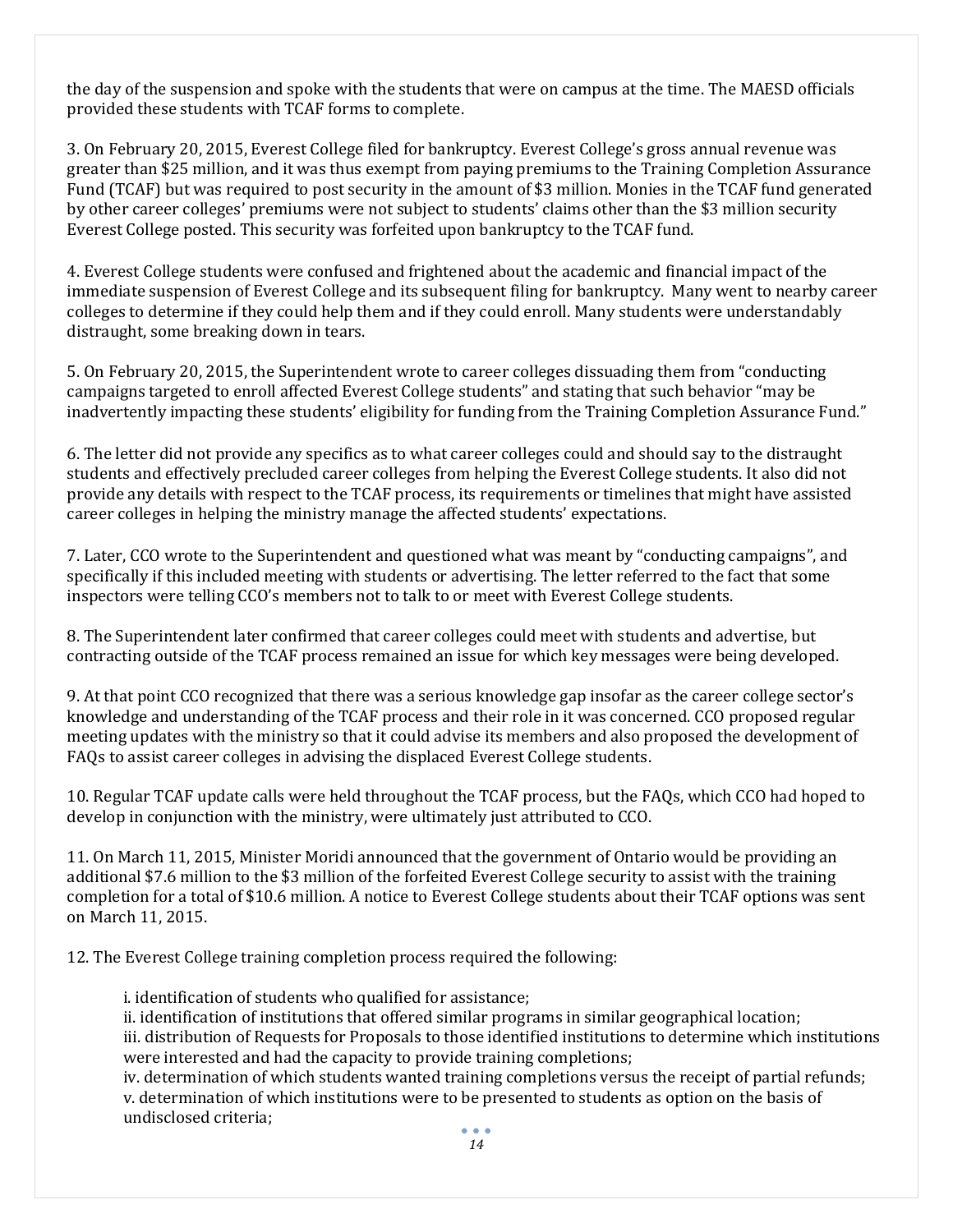the day of the suspension and spoke with the students that were on campus at the time. The MAESD officials provided these students with TCAF forms to complete.

3. On February 20, 2015, Everest College filed for bankruptcy. Everest College's gross annual revenue was greater than $25 million, and it was thus exempt from paying premiums to the Training Completion Assurance Fund (TCAF) but was required to post security in the amount of $3 million. Monies in the TCAF fund generated by other career colleges' premiums were not subject to students' claims other than the $3 million security Everest College posted. This security was forfeited upon bankruptcy to the TCAF fund.

4. Everest College students were confused and frightened about the academic and financial impact of the immediate suspension of Everest College and its subsequent filing for bankruptcy. Many went to nearby career colleges to determine if they could help them and if they could enroll. Many students were understandably distraught, some breaking down in tears.

5. On February 20, 2015, the Superintendent wrote to career colleges dissuading them from "conducting campaigns targeted to enroll affected Everest College students" and stating that such behavior "may be inadvertently impacting these students' eligibility for funding from the Training Completion Assurance Fund."

6. The letter did not provide any specifics as to what career colleges could and should say to the distraught students and effectively precluded career colleges from helping the Everest College students. It also did not provide any details with respect to the TCAF process, its requirements or timelines that might have assisted career colleges in helping the ministry manage the affected students' expectations.

7. Later, CCO wrote to the Superintendent and questioned what was meant by "conducting campaigns", and specifically if this included meeting with students or advertising. The letter referred to the fact that some inspectors were telling CCO's members not to talk to or meet with Everest College students.

8. The Superintendent later confirmed that career colleges could meet with students and advertise, but contracting outside of the TCAF process remained an issue for which key messages were being developed.

9. At that point CCO recognized that there was a serious knowledge gap insofar as the career college sector's knowledge and understanding of the TCAF process and their role in it was concerned. CCO proposed regular meeting updates with the ministry so that it could advise its members and also proposed the development of FAQs to assist career colleges in advising the displaced Everest College students.

10. Regular TCAF update calls were held throughout the TCAF process, but the FAQs, which CCO had hoped to develop in conjunction with the ministry, were ultimately just attributed to CCO.

11. On March 11, 2015, Minister Moridi announced that the government of Ontario would be providing an additional $7.6 million to the $3 million of the forfeited Everest College security to assist with the training completion for a total of $10.6 million. A notice to Everest College students about their TCAF options was sent on March 11, 2015.

12. The Everest College training completion process required the following:

> i. identification of students who qualified for assistance;
> ii. identification of institutions that offered similar programs in similar geographical location;
> iii. distribution of Requests for Proposals to those identified institutions to determine which institutions were interested and had the capacity to provide training completions;
> iv. determination of which students wanted training completions versus the receipt of partial refunds;
> v. determination of which institutions were to be presented to students as option on the basis of undisclosed criteria;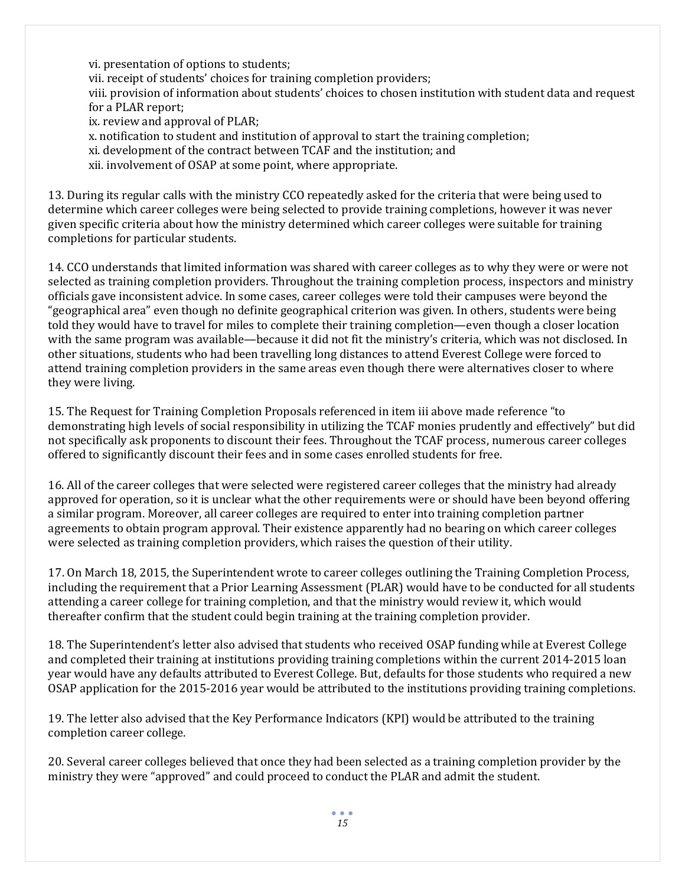vi. presentation of options to students;
vii. receipt of students' choices for training completion providers;
viii. provision of information about students' choices to chosen institution with student data and request for a PLAR report;
ix. review and approval of PLAR;
x. notification to student and institution of approval to start the training completion;
xi. development of the contract between TCAF and the institution; and
xii. involvement of OSAP at some point, where appropriate.

13. During its regular calls with the ministry CCO repeatedly asked for the criteria that were being used to determine which career colleges were being selected to provide training completions, however it was never given specific criteria about how the ministry determined which career colleges were suitable for training completions for particular students.

14. CCO understands that limited information was shared with career colleges as to why they were or were not selected as training completion providers. Throughout the training completion process, inspectors and ministry officials gave inconsistent advice. In some cases, career colleges were told their campuses were beyond the "geographical area" even though no definite geographical criterion was given. In others, students were being told they would have to travel for miles to complete their training completion—even though a closer location with the same program was available—because it did not fit the ministry's criteria, which was not disclosed. In other situations, students who had been travelling long distances to attend Everest College were forced to attend training completion providers in the same areas even though there were alternatives closer to where they were living.

15. The Request for Training Completion Proposals referenced in item iii above made reference "to demonstrating high levels of social responsibility in utilizing the TCAF monies prudently and effectively" but did not specifically ask proponents to discount their fees. Throughout the TCAF process, numerous career colleges offered to significantly discount their fees and in some cases enrolled students for free.

16. All of the career colleges that were selected were registered career colleges that the ministry had already approved for operation, so it is unclear what the other requirements were or should have been beyond offering a similar program. Moreover, all career colleges are required to enter into training completion partner agreements to obtain program approval. Their existence apparently had no bearing on which career colleges were selected as training completion providers, which raises the question of their utility.

17. On March 18, 2015, the Superintendent wrote to career colleges outlining the Training Completion Process, including the requirement that a Prior Learning Assessment (PLAR) would have to be conducted for all students attending a career college for training completion, and that the ministry would review it, which would thereafter confirm that the student could begin training at the training completion provider.

18. The Superintendent's letter also advised that students who received OSAP funding while at Everest College and completed their training at institutions providing training completions within the current 2014-2015 loan year would have any defaults attributed to Everest College. But, defaults for those students who required a new OSAP application for the 2015-2016 year would be attributed to the institutions providing training completions.

19. The letter also advised that the Key Performance Indicators (KPI) would be attributed to the training completion career college.

20. Several career colleges believed that once they had been selected as a training completion provider by the ministry they were "approved" and could proceed to conduct the PLAR and admit the student.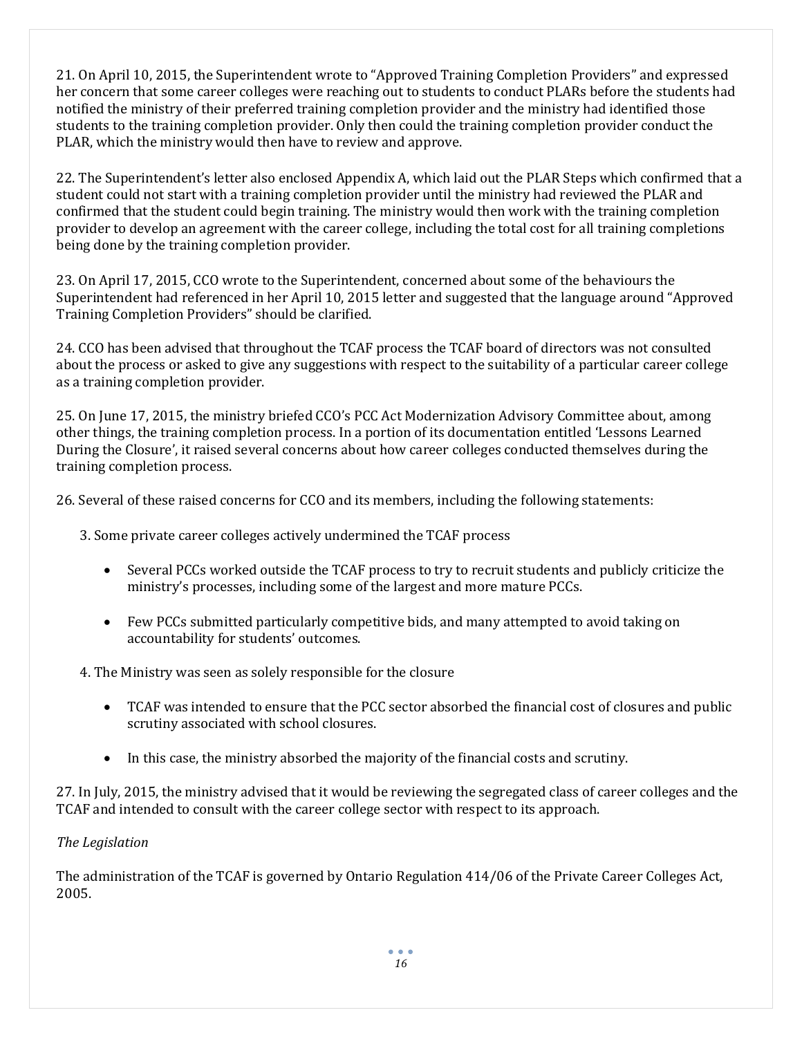21. On April 10, 2015, the Superintendent wrote to "Approved Training Completion Providers" and expressed her concern that some career colleges were reaching out to students to conduct PLARs before the students had notified the ministry of their preferred training completion provider and the ministry had identified those students to the training completion provider. Only then could the training completion provider conduct the PLAR, which the ministry would then have to review and approve.

22. The Superintendent's letter also enclosed Appendix A, which laid out the PLAR Steps which confirmed that a student could not start with a training completion provider until the ministry had reviewed the PLAR and confirmed that the student could begin training. The ministry would then work with the training completion provider to develop an agreement with the career college, including the total cost for all training completions being done by the training completion provider.

23. On April 17, 2015, CCO wrote to the Superintendent, concerned about some of the behaviours the Superintendent had referenced in her April 10, 2015 letter and suggested that the language around "Approved Training Completion Providers" should be clarified.

24. CCO has been advised that throughout the TCAF process the TCAF board of directors was not consulted about the process or asked to give any suggestions with respect to the suitability of a particular career college as a training completion provider.

25. On June 17, 2015, the ministry briefed CCO's PCC Act Modernization Advisory Committee about, among other things, the training completion process. In a portion of its documentation entitled 'Lessons Learned During the Closure', it raised several concerns about how career colleges conducted themselves during the training completion process.

26. Several of these raised concerns for CCO and its members, including the following statements:

3. Some private career colleges actively undermined the TCAF process

- Several PCCs worked outside the TCAF process to try to recruit students and publicly criticize the ministry's processes, including some of the largest and more mature PCCs.
- Few PCCs submitted particularly competitive bids, and many attempted to avoid taking on accountability for students' outcomes.

4. The Ministry was seen as solely responsible for the closure

- TCAF was intended to ensure that the PCC sector absorbed the financial cost of closures and public scrutiny associated with school closures.
- In this case, the ministry absorbed the majority of the financial costs and scrutiny.

27. In July, 2015, the ministry advised that it would be reviewing the segregated class of career colleges and the TCAF and intended to consult with the career college sector with respect to its approach.

*The Legislation*

The administration of the TCAF is governed by Ontario Regulation 414/06 of the Private Career Colleges Act, 2005.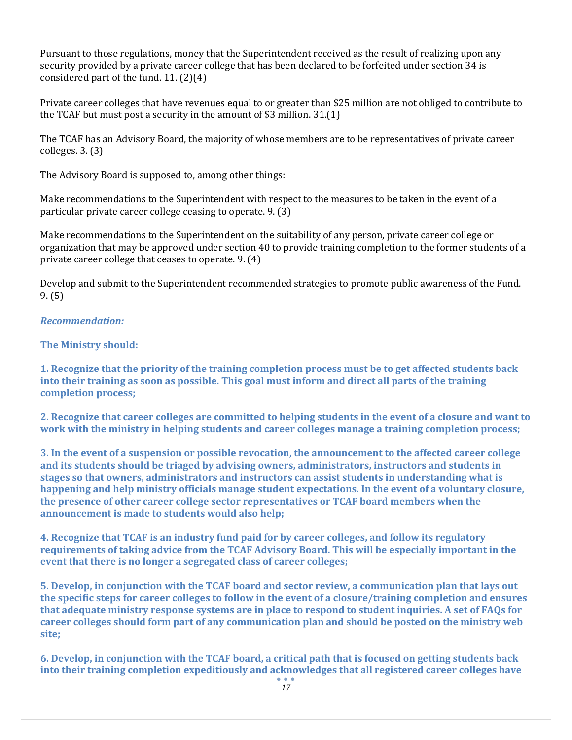Pursuant to those regulations, money that the Superintendent received as the result of realizing upon any security provided by a private career college that has been declared to be forfeited under section 34 is considered part of the fund. 11. (2)(4)

Private career colleges that have revenues equal to or greater than $25 million are not obliged to contribute to the TCAF but must post a security in the amount of $3 million. 31.(1)

The TCAF has an Advisory Board, the majority of whose members are to be representatives of private career colleges. 3. (3)

The Advisory Board is supposed to, among other things:

Make recommendations to the Superintendent with respect to the measures to be taken in the event of a particular private career college ceasing to operate. 9. (3)

Make recommendations to the Superintendent on the suitability of any person, private career college or organization that may be approved under section 40 to provide training completion to the former students of a private career college that ceases to operate. 9. (4)

Develop and submit to the Superintendent recommended strategies to promote public awareness of the Fund. 9. (5)

***Recommendation:***

**The Ministry should:**

**1. Recognize that the priority of the training completion process must be to get affected students back into their training as soon as possible. This goal must inform and direct all parts of the training completion process;**

**2. Recognize that career colleges are committed to helping students in the event of a closure and want to work with the ministry in helping students and career colleges manage a training completion process;**

**3. In the event of a suspension or possible revocation, the announcement to the affected career college and its students should be triaged by advising owners, administrators, instructors and students in stages so that owners, administrators and instructors can assist students in understanding what is happening and help ministry officials manage student expectations. In the event of a voluntary closure, the presence of other career college sector representatives or TCAF board members when the announcement is made to students would also help;**

**4. Recognize that TCAF is an industry fund paid for by career colleges, and follow its regulatory requirements of taking advice from the TCAF Advisory Board. This will be especially important in the event that there is no longer a segregated class of career colleges;**

**5. Develop, in conjunction with the TCAF board and sector review, a communication plan that lays out the specific steps for career colleges to follow in the event of a closure/training completion and ensures that adequate ministry response systems are in place to respond to student inquiries. A set of FAQs for career colleges should form part of any communication plan and should be posted on the ministry web site;**

**6. Develop, in conjunction with the TCAF board, a critical path that is focused on getting students back into their training completion expeditiously and acknowledges that all registered career colleges have**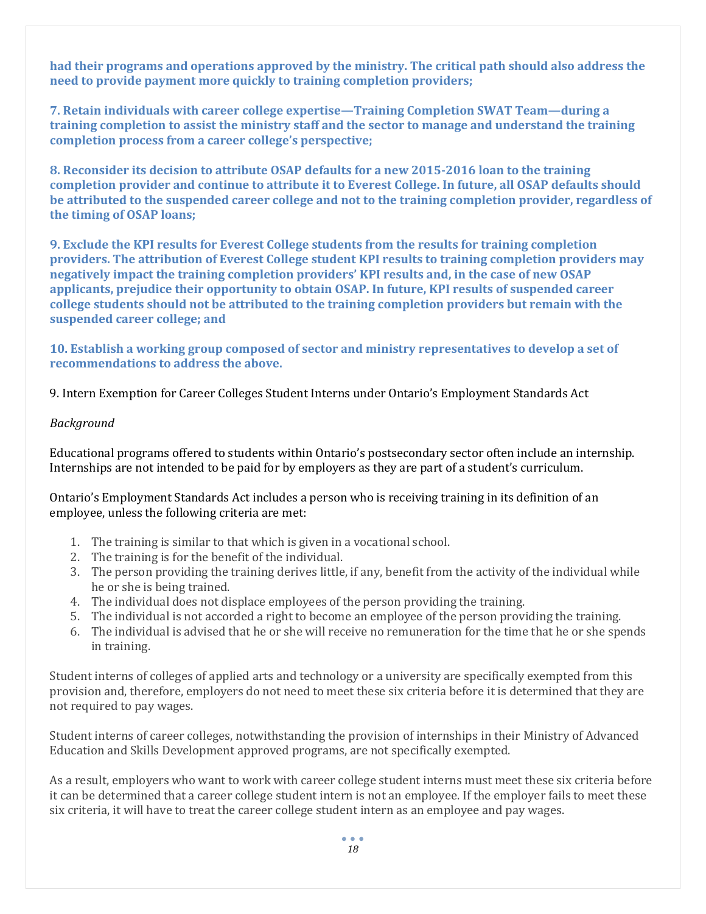**had their programs and operations approved by the ministry. The critical path should also address the need to provide payment more quickly to training completion providers;**

**7. Retain individuals with career college expertise—Training Completion SWAT Team—during a training completion to assist the ministry staff and the sector to manage and understand the training completion process from a career college's perspective;**

**8. Reconsider its decision to attribute OSAP defaults for a new 2015-2016 loan to the training completion provider and continue to attribute it to Everest College. In future, all OSAP defaults should be attributed to the suspended career college and not to the training completion provider, regardless of the timing of OSAP loans;**

**9. Exclude the KPI results for Everest College students from the results for training completion providers. The attribution of Everest College student KPI results to training completion providers may negatively impact the training completion providers' KPI results and, in the case of new OSAP applicants, prejudice their opportunity to obtain OSAP. In future, KPI results of suspended career college students should not be attributed to the training completion providers but remain with the suspended career college; and**

**10. Establish a working group composed of sector and ministry representatives to develop a set of recommendations to address the above.**

## 9. Intern Exemption for Career Colleges Student Interns under Ontario's Employment Standards Act

*Background*

Educational programs offered to students within Ontario's postsecondary sector often include an internship. Internships are not intended to be paid for by employers as they are part of a student's curriculum.

Ontario's Employment Standards Act includes a person who is receiving training in its definition of an employee, unless the following criteria are met:

1. The training is similar to that which is given in a vocational school.
2. The training is for the benefit of the individual.
3. The person providing the training derives little, if any, benefit from the activity of the individual while he or she is being trained.
4. The individual does not displace employees of the person providing the training.
5. The individual is not accorded a right to become an employee of the person providing the training.
6. The individual is advised that he or she will receive no remuneration for the time that he or she spends in training.

Student interns of colleges of applied arts and technology or a university are specifically exempted from this provision and, therefore, employers do not need to meet these six criteria before it is determined that they are not required to pay wages.

Student interns of career colleges, notwithstanding the provision of internships in their Ministry of Advanced Education and Skills Development approved programs, are not specifically exempted.

As a result, employers who want to work with career college student interns must meet these six criteria before it can be determined that a career college student intern is not an employee. If the employer fails to meet these six criteria, it will have to treat the career college student intern as an employee and pay wages.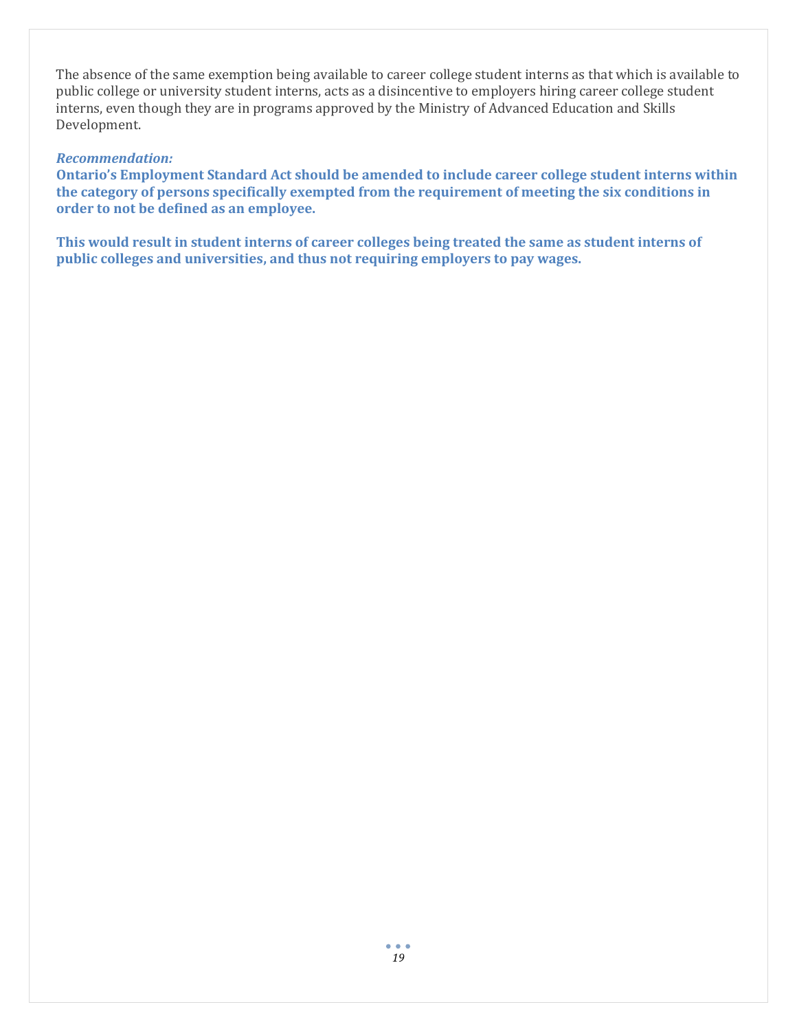The absence of the same exemption being available to career college student interns as that which is available to public college or university student interns, acts as a disincentive to employers hiring career college student interns, even though they are in programs approved by the Ministry of Advanced Education and Skills Development.

***Recommendation:***

**Ontario's Employment Standard Act should be amended to include career college student interns within the category of persons specifically exempted from the requirement of meeting the six conditions in order to not be defined as an employee.**

**This would result in student interns of career colleges being treated the same as student interns of public colleges and universities, and thus not requiring employers to pay wages.**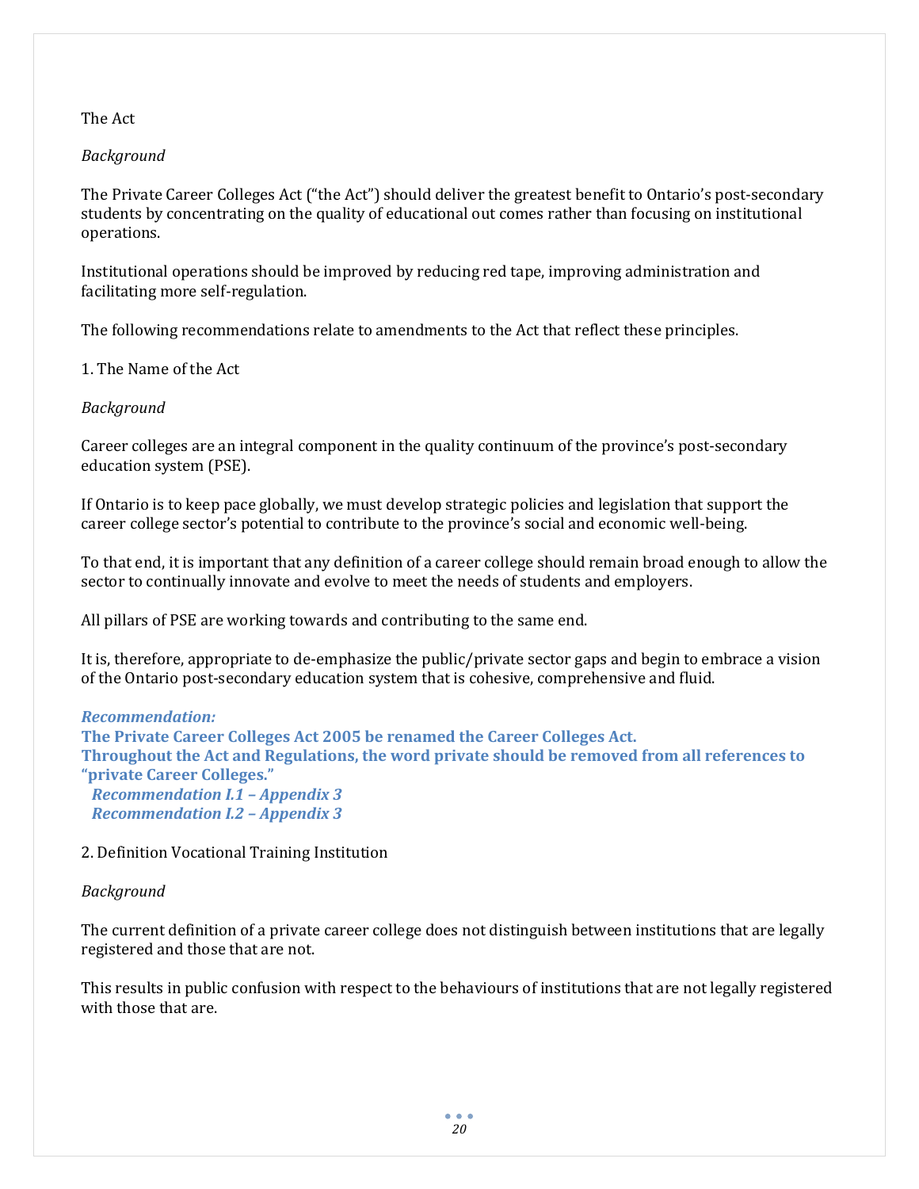## The Act

*Background*

The Private Career Colleges Act ("the Act") should deliver the greatest benefit to Ontario's post-secondary students by concentrating on the quality of educational out comes rather than focusing on institutional operations.

Institutional operations should be improved by reducing red tape, improving administration and facilitating more self-regulation.

The following recommendations relate to amendments to the Act that reflect these principles.

### 1. The Name of the Act

*Background*

Career colleges are an integral component in the quality continuum of the province's post-secondary education system (PSE).

If Ontario is to keep pace globally, we must develop strategic policies and legislation that support the career college sector's potential to contribute to the province's social and economic well-being.

To that end, it is important that any definition of a career college should remain broad enough to allow the sector to continually innovate and evolve to meet the needs of students and employers.

All pillars of PSE are working towards and contributing to the same end.

It is, therefore, appropriate to de-emphasize the public/private sector gaps and begin to embrace a vision of the Ontario post-secondary education system that is cohesive, comprehensive and fluid.

***Recommendation:***
**The Private Career Colleges Act 2005 be renamed the Career Colleges Act.**
**Throughout the Act and Regulations, the word private should be removed from all references to "private Career Colleges."**
***Recommendation I.1 – Appendix 3***
***Recommendation I.2 – Appendix 3***

### 2. Definition Vocational Training Institution

*Background*

The current definition of a private career college does not distinguish between institutions that are legally registered and those that are not.

This results in public confusion with respect to the behaviours of institutions that are not legally registered with those that are.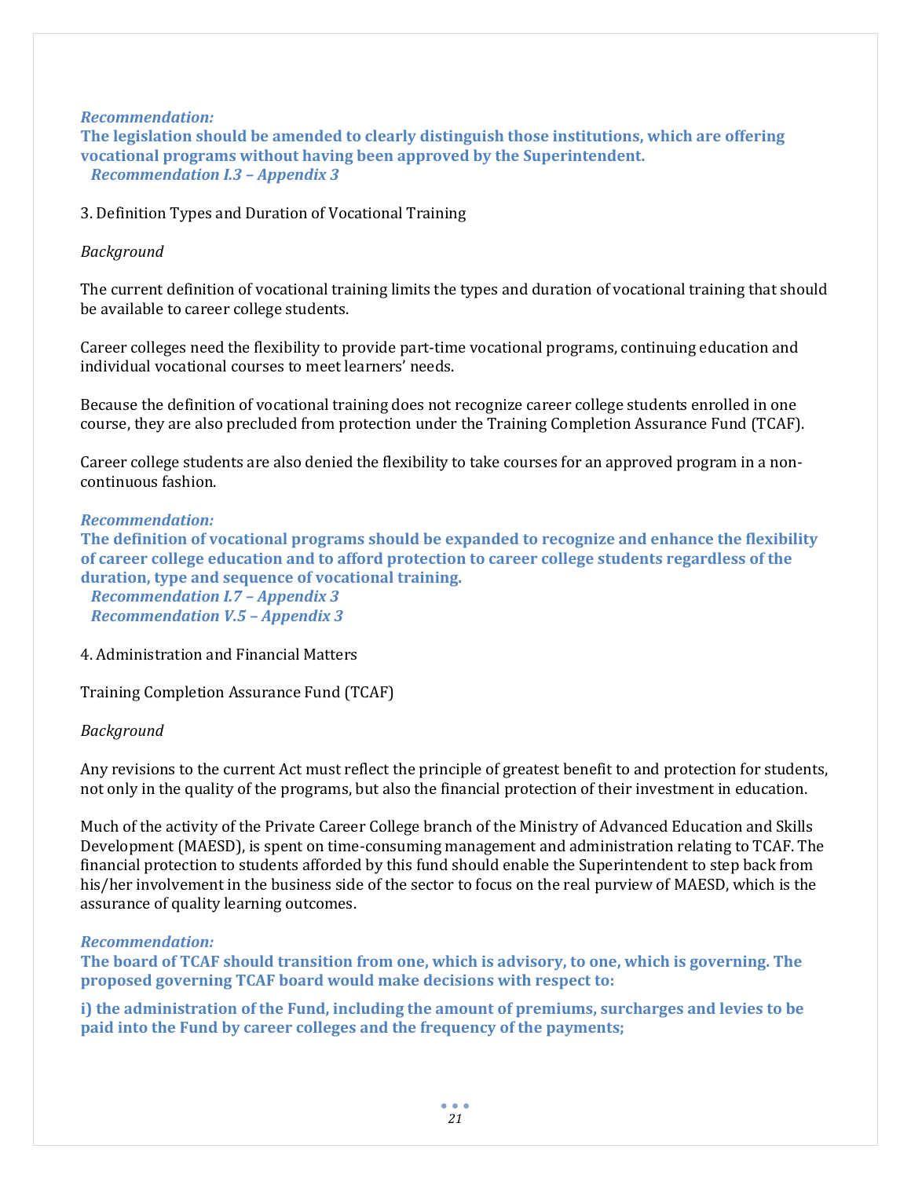*Recommendation:*

**The legislation should be amended to clearly distinguish those institutions, which are offering vocational programs without having been approved by the Superintendent.**

*Recommendation I.3 – Appendix 3*

3. Definition Types and Duration of Vocational Training

*Background*

The current definition of vocational training limits the types and duration of vocational training that should be available to career college students.

Career colleges need the flexibility to provide part-time vocational programs, continuing education and individual vocational courses to meet learners' needs.

Because the definition of vocational training does not recognize career college students enrolled in one course, they are also precluded from protection under the Training Completion Assurance Fund (TCAF).

Career college students are also denied the flexibility to take courses for an approved program in a non-continuous fashion.

*Recommendation:*

**The definition of vocational programs should be expanded to recognize and enhance the flexibility of career college education and to afford protection to career college students regardless of the duration, type and sequence of vocational training.**

*Recommendation I.7 – Appendix 3*

*Recommendation V.5 – Appendix 3*

4. Administration and Financial Matters

Training Completion Assurance Fund (TCAF)

*Background*

Any revisions to the current Act must reflect the principle of greatest benefit to and protection for students, not only in the quality of the programs, but also the financial protection of their investment in education.

Much of the activity of the Private Career College branch of the Ministry of Advanced Education and Skills Development (MAESD), is spent on time-consuming management and administration relating to TCAF. The financial protection to students afforded by this fund should enable the Superintendent to step back from his/her involvement in the business side of the sector to focus on the real purview of MAESD, which is the assurance of quality learning outcomes.

*Recommendation:*

**The board of TCAF should transition from one, which is advisory, to one, which is governing. The proposed governing TCAF board would make decisions with respect to:**

**i) the administration of the Fund, including the amount of premiums, surcharges and levies to be paid into the Fund by career colleges and the frequency of the payments;**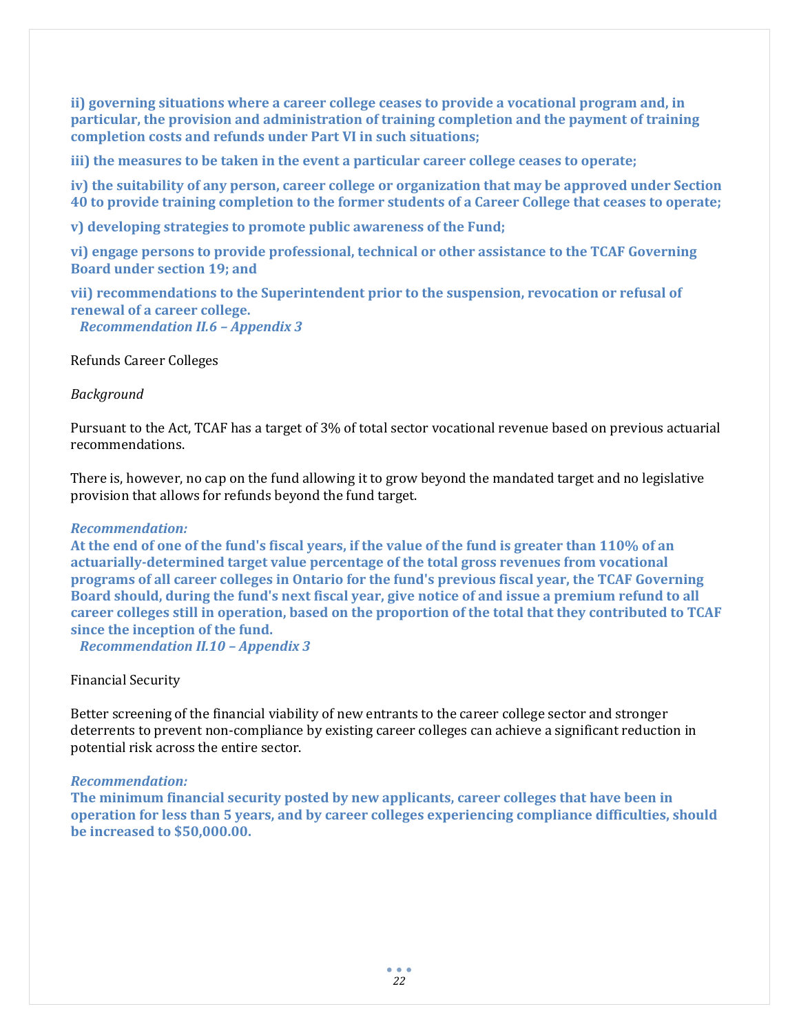**ii) governing situations where a career college ceases to provide a vocational program and, in particular, the provision and administration of training completion and the payment of training completion costs and refunds under Part VI in such situations;**

**iii) the measures to be taken in the event a particular career college ceases to operate;**

**iv) the suitability of any person, career college or organization that may be approved under Section 40 to provide training completion to the former students of a Career College that ceases to operate;**

**v) developing strategies to promote public awareness of the Fund;**

**vi) engage persons to provide professional, technical or other assistance to the TCAF Governing Board under section 19; and**

**vii) recommendations to the Superintendent prior to the suspension, revocation or refusal of renewal of a career college.**

***Recommendation II.6 – Appendix 3***

Refunds Career Colleges

*Background*

Pursuant to the Act, TCAF has a target of 3% of total sector vocational revenue based on previous actuarial recommendations.

There is, however, no cap on the fund allowing it to grow beyond the mandated target and no legislative provision that allows for refunds beyond the fund target.

***Recommendation:***

**At the end of one of the fund's fiscal years, if the value of the fund is greater than 110% of an actuarially-determined target value percentage of the total gross revenues from vocational programs of all career colleges in Ontario for the fund's previous fiscal year, the TCAF Governing Board should, during the fund's next fiscal year, give notice of and issue a premium refund to all career colleges still in operation, based on the proportion of the total that they contributed to TCAF since the inception of the fund.**

***Recommendation II.10 – Appendix 3***

Financial Security

Better screening of the financial viability of new entrants to the career college sector and stronger deterrents to prevent non-compliance by existing career colleges can achieve a significant reduction in potential risk across the entire sector.

***Recommendation:***

**The minimum financial security posted by new applicants, career colleges that have been in operation for less than 5 years, and by career colleges experiencing compliance difficulties, should be increased to $50,000.00.**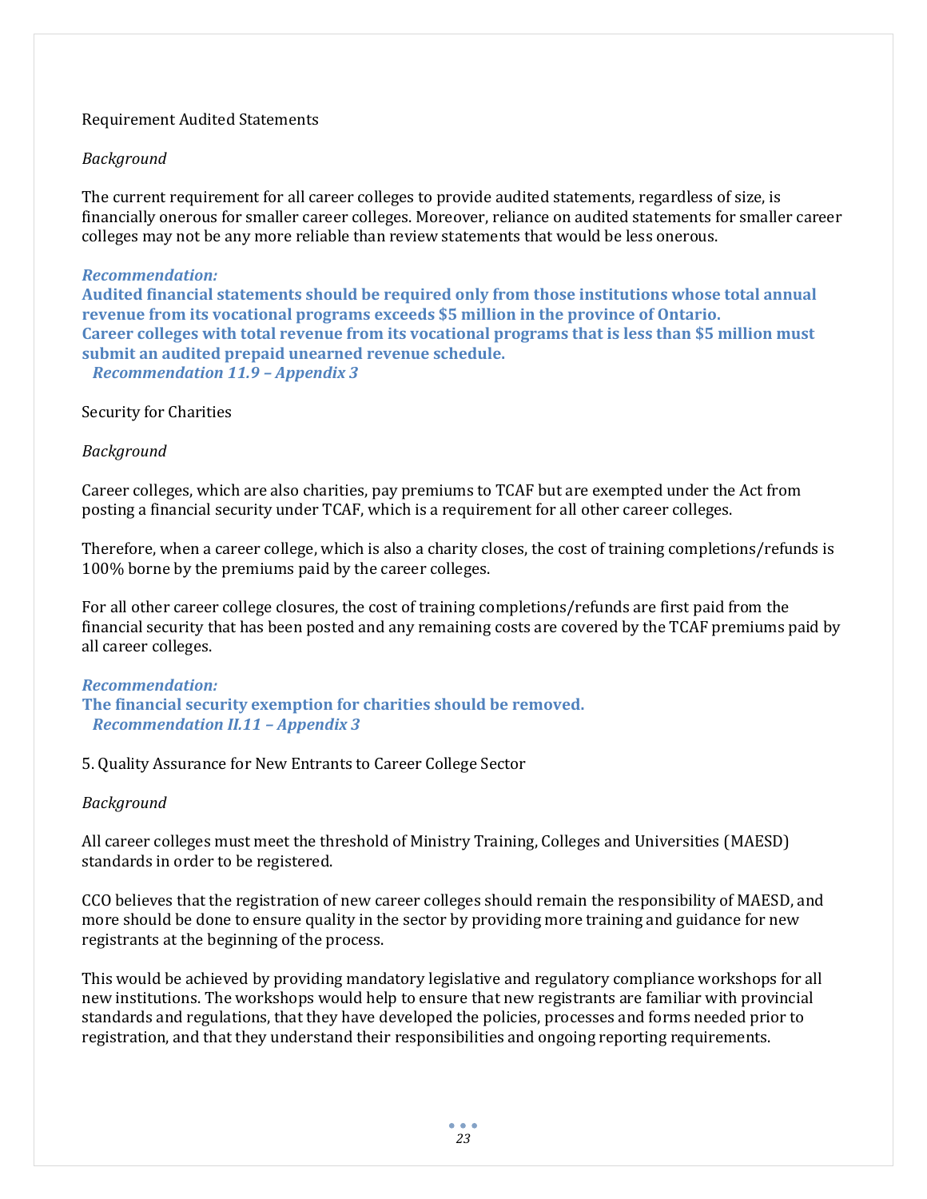Requirement Audited Statements

*Background*

The current requirement for all career colleges to provide audited statements, regardless of size, is financially onerous for smaller career colleges. Moreover, reliance on audited statements for smaller career colleges may not be any more reliable than review statements that would be less onerous.

***Recommendation:***
**Audited financial statements should be required only from those institutions whose total annual revenue from its vocational programs exceeds $5 million in the province of Ontario.**
**Career colleges with total revenue from its vocational programs that is less than $5 million must submit an audited prepaid unearned revenue schedule.**
***Recommendation 11.9 – Appendix 3***

Security for Charities

*Background*

Career colleges, which are also charities, pay premiums to TCAF but are exempted under the Act from posting a financial security under TCAF, which is a requirement for all other career colleges.

Therefore, when a career college, which is also a charity closes, the cost of training completions/refunds is 100% borne by the premiums paid by the career colleges.

For all other career college closures, the cost of training completions/refunds are first paid from the financial security that has been posted and any remaining costs are covered by the TCAF premiums paid by all career colleges.

***Recommendation:***
**The financial security exemption for charities should be removed.**
***Recommendation II.11 – Appendix 3***

5. Quality Assurance for New Entrants to Career College Sector

*Background*

All career colleges must meet the threshold of Ministry Training, Colleges and Universities (MAESD) standards in order to be registered.

CCO believes that the registration of new career colleges should remain the responsibility of MAESD, and more should be done to ensure quality in the sector by providing more training and guidance for new registrants at the beginning of the process.

This would be achieved by providing mandatory legislative and regulatory compliance workshops for all new institutions. The workshops would help to ensure that new registrants are familiar with provincial standards and regulations, that they have developed the policies, processes and forms needed prior to registration, and that they understand their responsibilities and ongoing reporting requirements.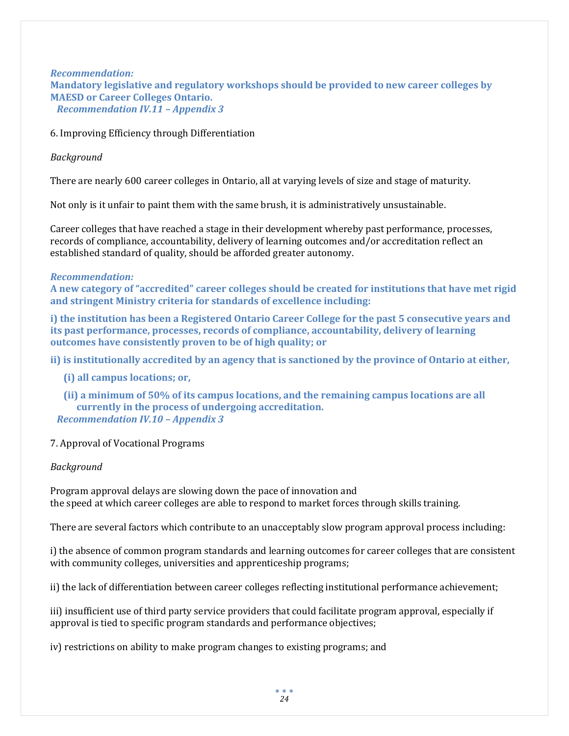***Recommendation:***
**Mandatory legislative and regulatory workshops should be provided to new career colleges by MAESD or Career Colleges Ontario.**
***Recommendation IV.11 – Appendix 3***

6. Improving Efficiency through Differentiation

*Background*

There are nearly 600 career colleges in Ontario, all at varying levels of size and stage of maturity.

Not only is it unfair to paint them with the same brush, it is administratively unsustainable.

Career colleges that have reached a stage in their development whereby past performance, processes, records of compliance, accountability, delivery of learning outcomes and/or accreditation reflect an established standard of quality, should be afforded greater autonomy.

***Recommendation:***
**A new category of "accredited" career colleges should be created for institutions that have met rigid and stringent Ministry criteria for standards of excellence including:**

**i) the institution has been a Registered Ontario Career College for the past 5 consecutive years and its past performance, processes, records of compliance, accountability, delivery of learning outcomes have consistently proven to be of high quality; or**

**ii) is institutionally accredited by an agency that is sanctioned by the province of Ontario at either,**

**(i) all campus locations; or,**

**(ii) a minimum of 50% of its campus locations, and the remaining campus locations are all currently in the process of undergoing accreditation.**
***Recommendation IV.10 – Appendix 3***

7. Approval of Vocational Programs

*Background*

Program approval delays are slowing down the pace of innovation and the speed at which career colleges are able to respond to market forces through skills training.

There are several factors which contribute to an unacceptably slow program approval process including:

i) the absence of common program standards and learning outcomes for career colleges that are consistent with community colleges, universities and apprenticeship programs;

ii) the lack of differentiation between career colleges reflecting institutional performance achievement;

iii) insufficient use of third party service providers that could facilitate program approval, especially if approval is tied to specific program standards and performance objectives;

iv) restrictions on ability to make program changes to existing programs; and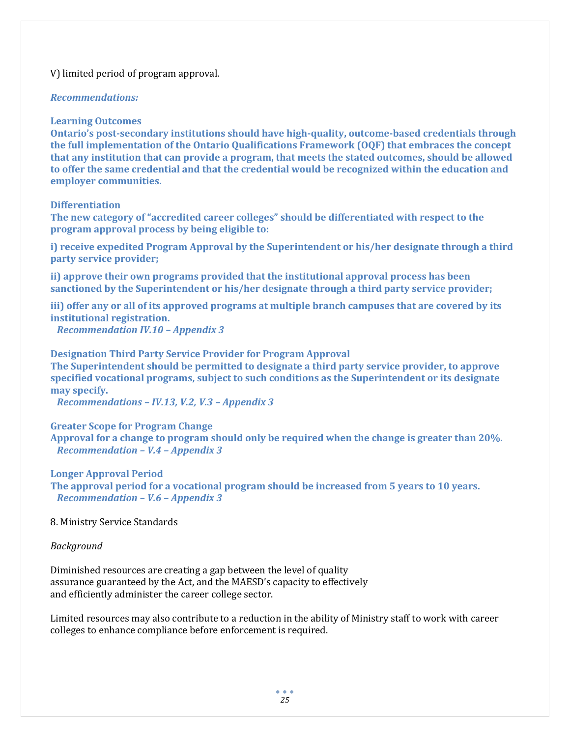V) limited period of program approval.

***Recommendations:***

**Learning Outcomes**

**Ontario's post-secondary institutions should have high-quality, outcome-based credentials through the full implementation of the Ontario Qualifications Framework (OQF) that embraces the concept that any institution that can provide a program, that meets the stated outcomes, should be allowed to offer the same credential and that the credential would be recognized within the education and employer communities.**

**Differentiation**

**The new category of "accredited career colleges" should be differentiated with respect to the program approval process by being eligible to:**

**i) receive expedited Program Approval by the Superintendent or his/her designate through a third party service provider;**

**ii) approve their own programs provided that the institutional approval process has been sanctioned by the Superintendent or his/her designate through a third party service provider;**

**iii) offer any or all of its approved programs at multiple branch campuses that are covered by its institutional registration.**

***Recommendation IV.10 – Appendix 3***

**Designation Third Party Service Provider for Program Approval**

**The Superintendent should be permitted to designate a third party service provider, to approve specified vocational programs, subject to such conditions as the Superintendent or its designate may specify.**

***Recommendations – IV.13, V.2, V.3 – Appendix 3***

**Greater Scope for Program Change**

**Approval for a change to program should only be required when the change is greater than 20%.**

***Recommendation – V.4 – Appendix 3***

**Longer Approval Period**

**The approval period for a vocational program should be increased from 5 years to 10 years.**

***Recommendation – V.6 – Appendix 3***

8. Ministry Service Standards

*Background*

Diminished resources are creating a gap between the level of quality assurance guaranteed by the Act, and the MAESD's capacity to effectively and efficiently administer the career college sector.

Limited resources may also contribute to a reduction in the ability of Ministry staff to work with career colleges to enhance compliance before enforcement is required.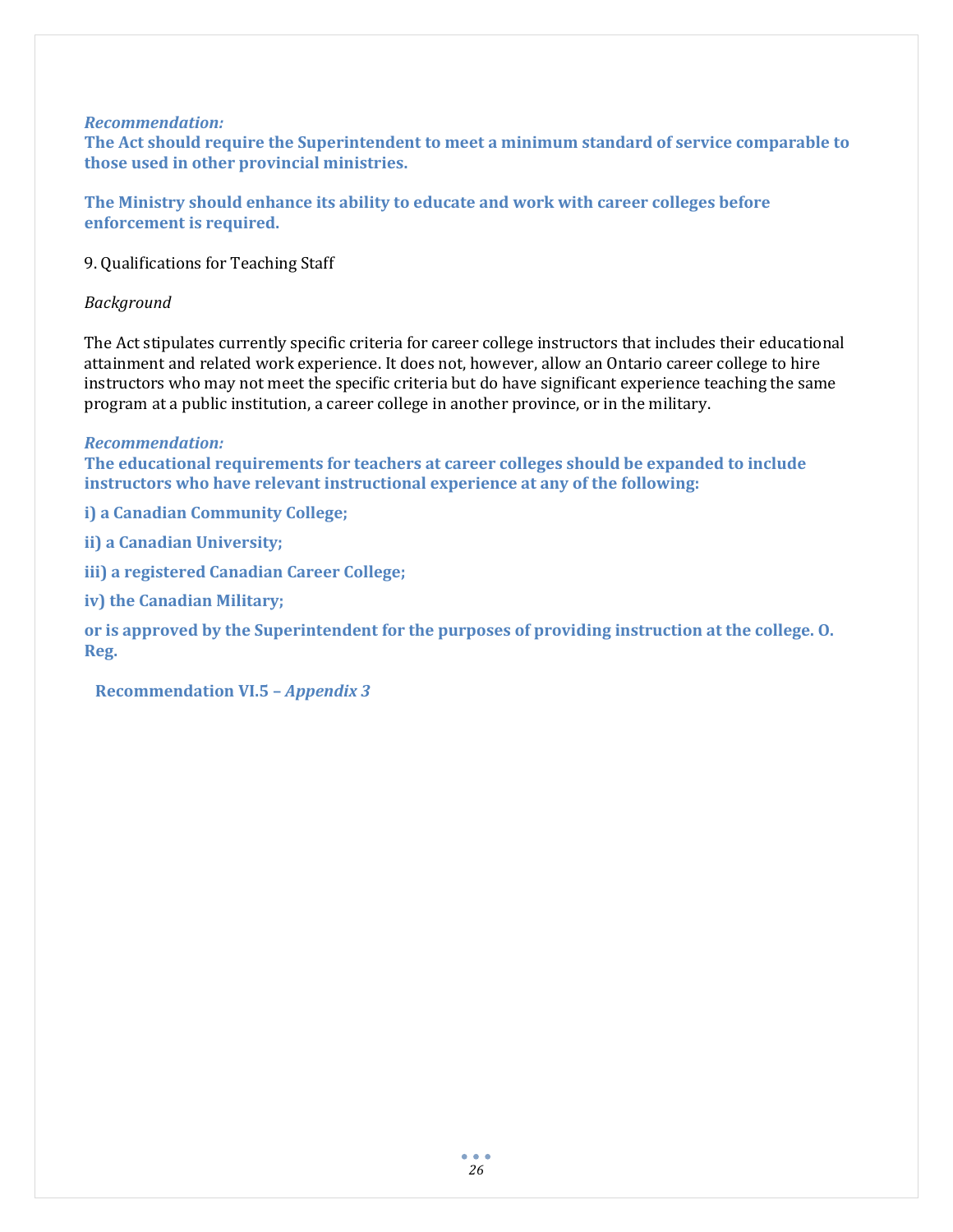***Recommendation:***
**The Act should require the Superintendent to meet a minimum standard of service comparable to those used in other provincial ministries.**

**The Ministry should enhance its ability to educate and work with career colleges before enforcement is required.**

9. Qualifications for Teaching Staff

*Background*

The Act stipulates currently specific criteria for career college instructors that includes their educational attainment and related work experience. It does not, however, allow an Ontario career college to hire instructors who may not meet the specific criteria but do have significant experience teaching the same program at a public institution, a career college in another province, or in the military.

***Recommendation:***
**The educational requirements for teachers at career colleges should be expanded to include instructors who have relevant instructional experience at any of the following:**

**i) a Canadian Community College;**

**ii) a Canadian University;**

**iii) a registered Canadian Career College;**

**iv) the Canadian Military;**

**or is approved by the Superintendent for the purposes of providing instruction at the college. O. Reg.**

**Recommendation VI.5 – *Appendix 3***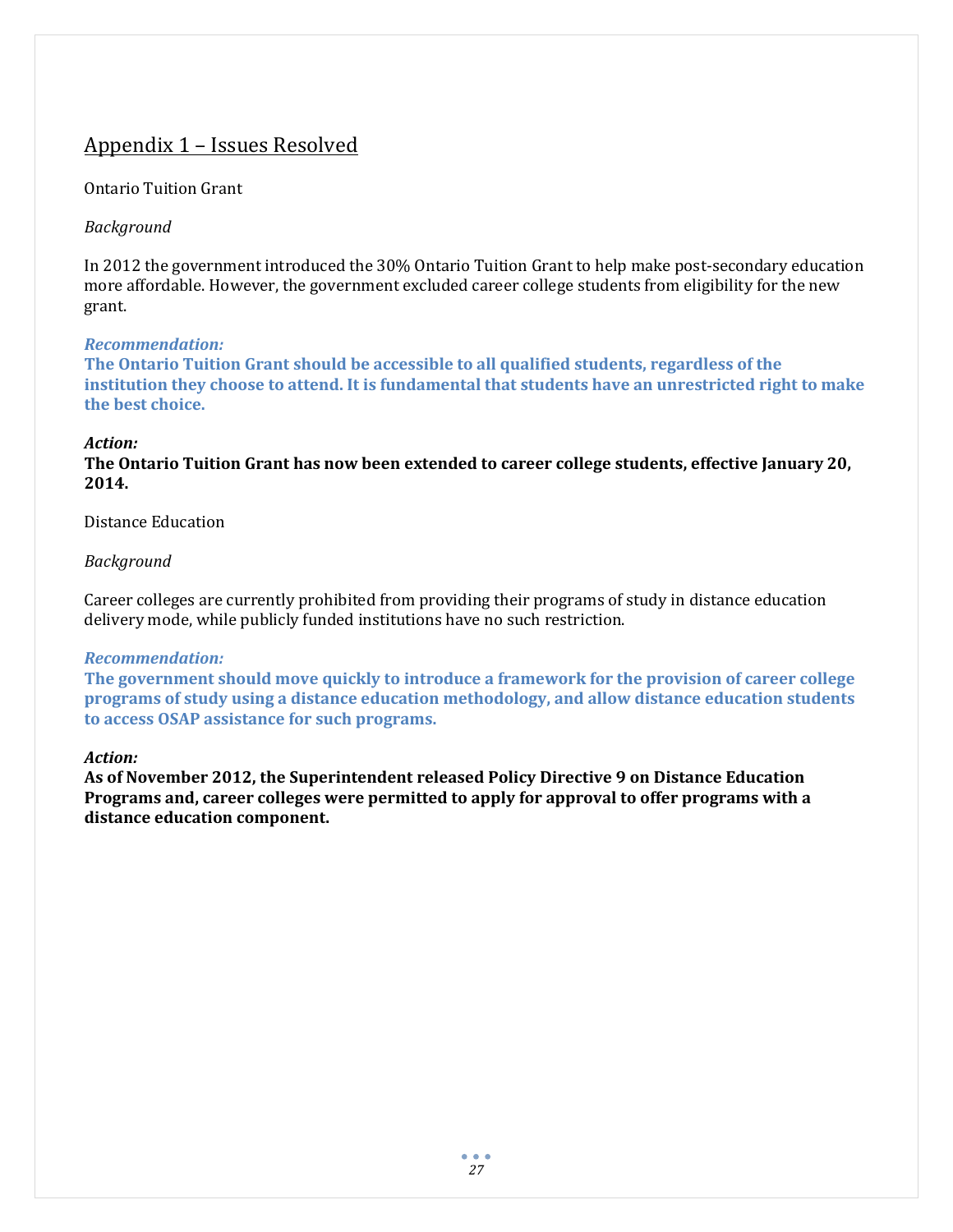## Appendix 1 – Issues Resolved

Ontario Tuition Grant

*Background*

In 2012 the government introduced the 30% Ontario Tuition Grant to help make post-secondary education more affordable. However, the government excluded career college students from eligibility for the new grant.

***Recommendation:***
**The Ontario Tuition Grant should be accessible to all qualified students, regardless of the institution they choose to attend. It is fundamental that students have an unrestricted right to make the best choice.**

***Action:***
**The Ontario Tuition Grant has now been extended to career college students, effective January 20, 2014.**

Distance Education

*Background*

Career colleges are currently prohibited from providing their programs of study in distance education delivery mode, while publicly funded institutions have no such restriction.

***Recommendation:***
**The government should move quickly to introduce a framework for the provision of career college programs of study using a distance education methodology, and allow distance education students to access OSAP assistance for such programs.**

***Action:***
**As of November 2012, the Superintendent released Policy Directive 9 on Distance Education Programs and, career colleges were permitted to apply for approval to offer programs with a distance education component.**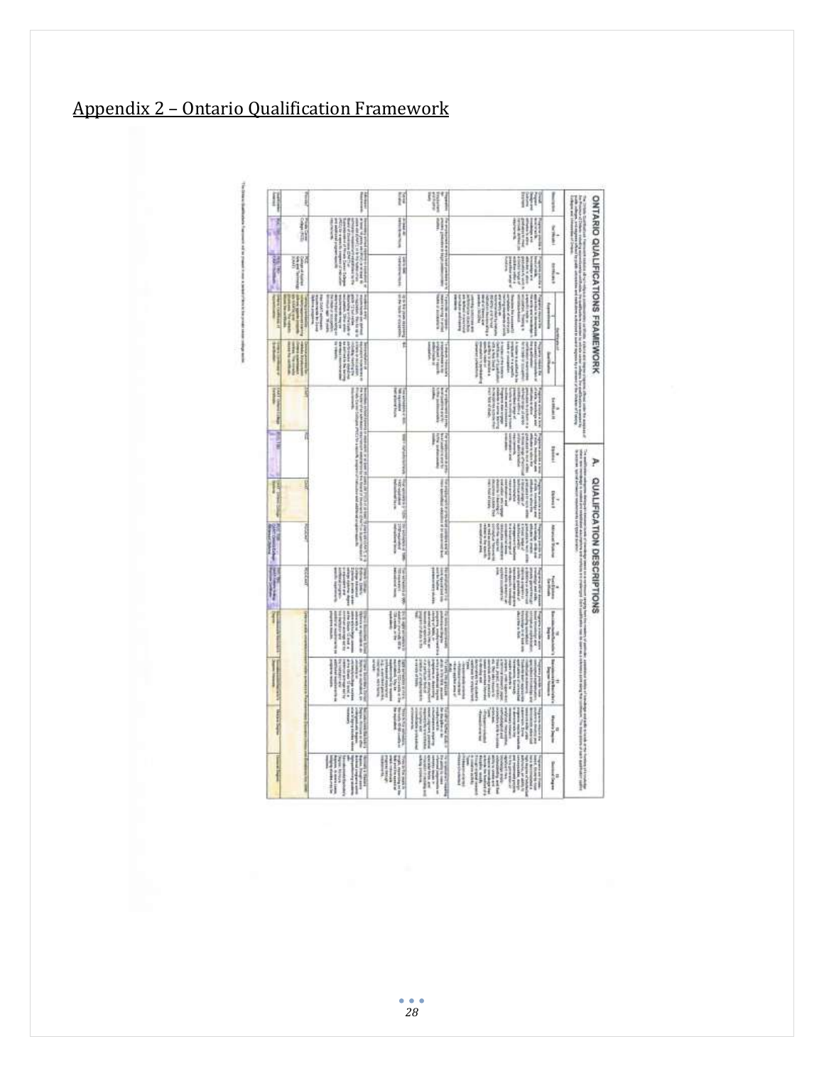## Appendix 2 – Ontario Qualification Framework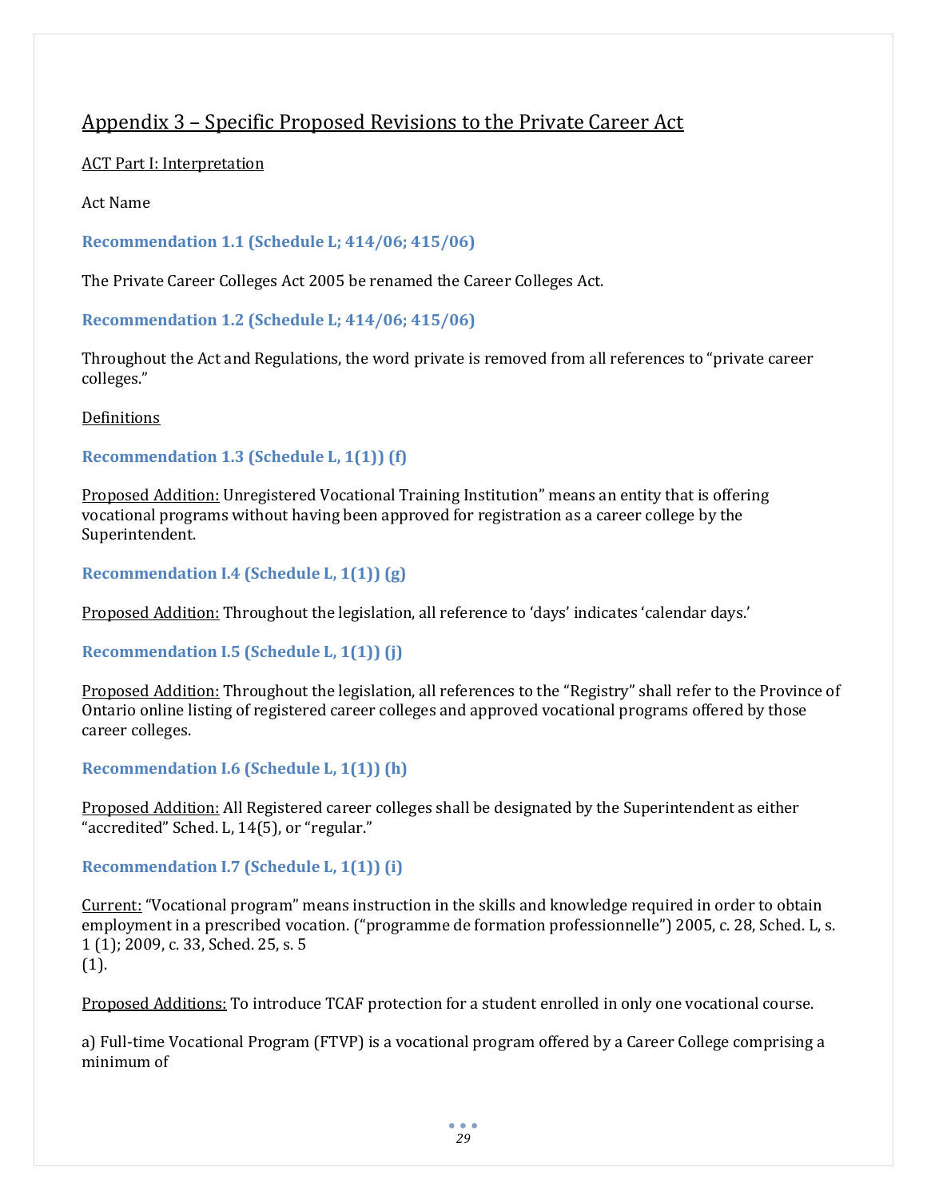## Appendix 3 – Specific Proposed Revisions to the Private Career Act

ACT Part I: Interpretation

Act Name

**Recommendation 1.1 (Schedule L; 414/06; 415/06)**

The Private Career Colleges Act 2005 be renamed the Career Colleges Act.

**Recommendation 1.2 (Schedule L; 414/06; 415/06)**

Throughout the Act and Regulations, the word private is removed from all references to "private career colleges."

Definitions

**Recommendation 1.3 (Schedule L, 1(1)) (f)**

Proposed Addition: Unregistered Vocational Training Institution" means an entity that is offering vocational programs without having been approved for registration as a career college by the Superintendent.

**Recommendation I.4 (Schedule L, 1(1)) (g)**

Proposed Addition: Throughout the legislation, all reference to 'days' indicates 'calendar days.'

**Recommendation I.5 (Schedule L, 1(1)) (j)**

Proposed Addition: Throughout the legislation, all references to the "Registry" shall refer to the Province of Ontario online listing of registered career colleges and approved vocational programs offered by those career colleges.

**Recommendation I.6 (Schedule L, 1(1)) (h)**

Proposed Addition: All Registered career colleges shall be designated by the Superintendent as either "accredited" Sched. L, 14(5), or "regular."

**Recommendation I.7 (Schedule L, 1(1)) (i)**

Current: "Vocational program" means instruction in the skills and knowledge required in order to obtain employment in a prescribed vocation. ("programme de formation professionnelle") 2005, c. 28, Sched. L, s. 1 (1); 2009, c. 33, Sched. 25, s. 5 (1).

Proposed Additions: To introduce TCAF protection for a student enrolled in only one vocational course.

a) Full-time Vocational Program (FTVP) is a vocational program offered by a Career College comprising a minimum of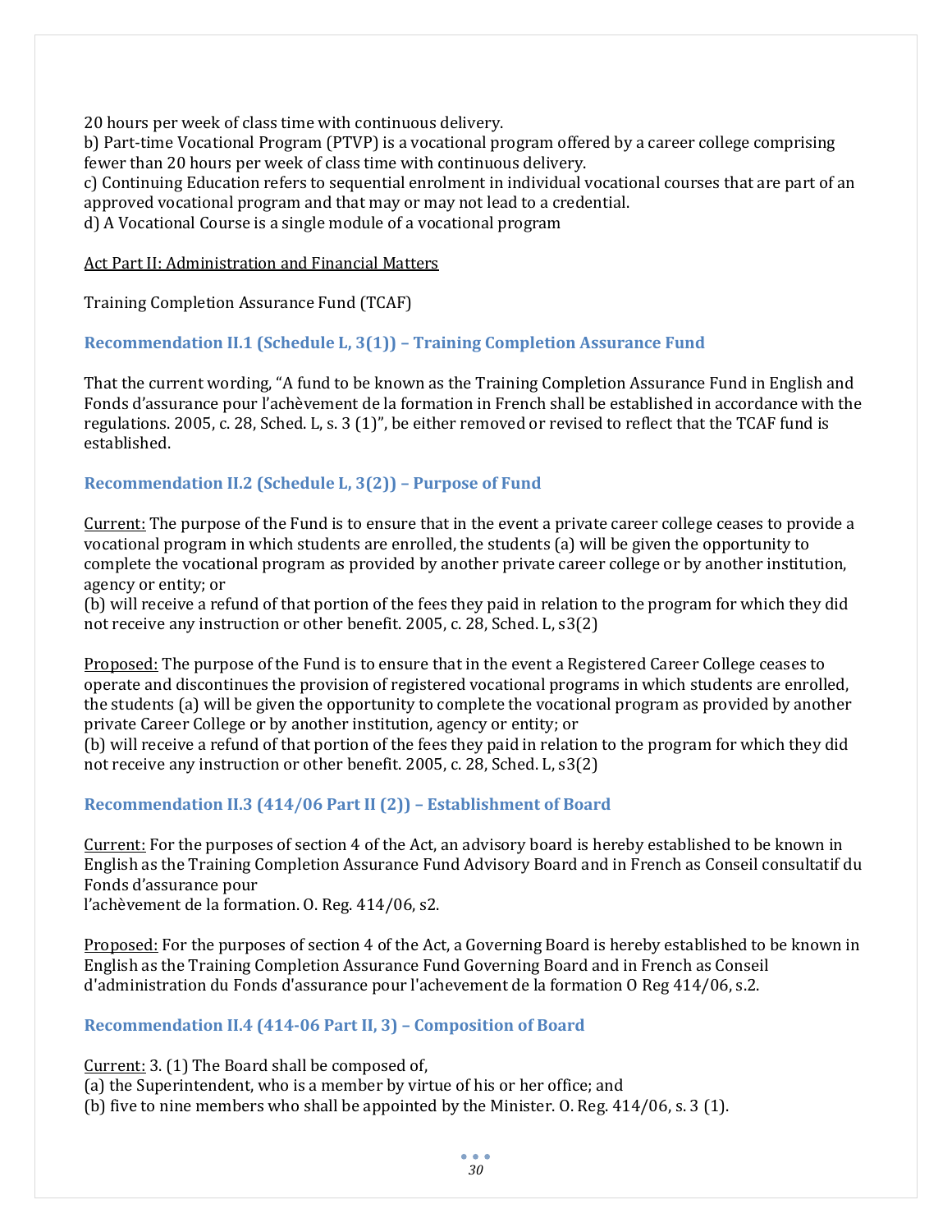20 hours per week of class time with continuous delivery.
b) Part-time Vocational Program (PTVP) is a vocational program offered by a career college comprising fewer than 20 hours per week of class time with continuous delivery.
c) Continuing Education refers to sequential enrolment in individual vocational courses that are part of an approved vocational program and that may or may not lead to a credential.
d) A Vocational Course is a single module of a vocational program

<u>Act Part II: Administration and Financial Matters</u>

Training Completion Assurance Fund (TCAF)

### Recommendation II.1 (Schedule L, 3(1)) – Training Completion Assurance Fund

That the current wording, "A fund to be known as the Training Completion Assurance Fund in English and Fonds d'assurance pour l'achèvement de la formation in French shall be established in accordance with the regulations. 2005, c. 28, Sched. L, s. 3 (1)", be either removed or revised to reflect that the TCAF fund is established.

### Recommendation II.2 (Schedule L, 3(2)) – Purpose of Fund

<u>Current:</u> The purpose of the Fund is to ensure that in the event a private career college ceases to provide a vocational program in which students are enrolled, the students (a) will be given the opportunity to complete the vocational program as provided by another private career college or by another institution, agency or entity; or
(b) will receive a refund of that portion of the fees they paid in relation to the program for which they did not receive any instruction or other benefit. 2005, c. 28, Sched. L, s3(2)

<u>Proposed:</u> The purpose of the Fund is to ensure that in the event a Registered Career College ceases to operate and discontinues the provision of registered vocational programs in which students are enrolled, the students (a) will be given the opportunity to complete the vocational program as provided by another private Career College or by another institution, agency or entity; or
(b) will receive a refund of that portion of the fees they paid in relation to the program for which they did not receive any instruction or other benefit. 2005, c. 28, Sched. L, s3(2)

### Recommendation II.3 (414/06 Part II (2)) – Establishment of Board

<u>Current:</u> For the purposes of section 4 of the Act, an advisory board is hereby established to be known in English as the Training Completion Assurance Fund Advisory Board and in French as Conseil consultatif du Fonds d'assurance pour
l'achèvement de la formation. O. Reg. 414/06, s2.

<u>Proposed:</u> For the purposes of section 4 of the Act, a Governing Board is hereby established to be known in English as the Training Completion Assurance Fund Governing Board and in French as Conseil d'administration du Fonds d'assurance pour l'achevement de la formation O Reg 414/06, s.2.

### Recommendation II.4 (414-06 Part II, 3) – Composition of Board

<u>Current:</u> 3. (1) The Board shall be composed of,
(a) the Superintendent, who is a member by virtue of his or her office; and
(b) five to nine members who shall be appointed by the Minister. O. Reg. 414/06, s. 3 (1).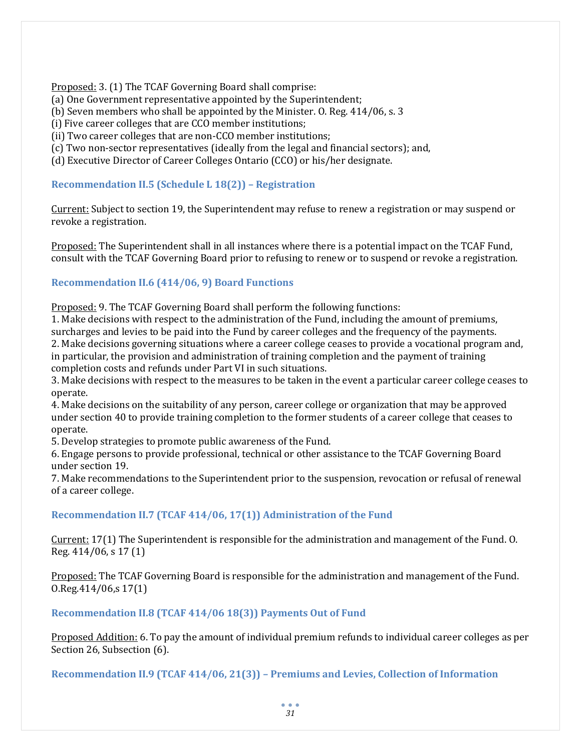Proposed: 3. (1) The TCAF Governing Board shall comprise:
(a) One Government representative appointed by the Superintendent;
(b) Seven members who shall be appointed by the Minister. O. Reg. 414/06, s. 3
(i) Five career colleges that are CCO member institutions;
(ii) Two career colleges that are non-CCO member institutions;
(c) Two non-sector representatives (ideally from the legal and financial sectors); and,
(d) Executive Director of Career Colleges Ontario (CCO) or his/her designate.

### Recommendation II.5 (Schedule L 18(2)) – Registration

Current: Subject to section 19, the Superintendent may refuse to renew a registration or may suspend or revoke a registration.

Proposed: The Superintendent shall in all instances where there is a potential impact on the TCAF Fund, consult with the TCAF Governing Board prior to refusing to renew or to suspend or revoke a registration.

### Recommendation II.6 (414/06, 9) Board Functions

Proposed: 9. The TCAF Governing Board shall perform the following functions:
1. Make decisions with respect to the administration of the Fund, including the amount of premiums, surcharges and levies to be paid into the Fund by career colleges and the frequency of the payments.
2. Make decisions governing situations where a career college ceases to provide a vocational program and, in particular, the provision and administration of training completion and the payment of training completion costs and refunds under Part VI in such situations.
3. Make decisions with respect to the measures to be taken in the event a particular career college ceases to operate.
4. Make decisions on the suitability of any person, career college or organization that may be approved under section 40 to provide training completion to the former students of a career college that ceases to operate.
5. Develop strategies to promote public awareness of the Fund.
6. Engage persons to provide professional, technical or other assistance to the TCAF Governing Board under section 19.
7. Make recommendations to the Superintendent prior to the suspension, revocation or refusal of renewal of a career college.

### Recommendation II.7 (TCAF 414/06, 17(1)) Administration of the Fund

Current: 17(1) The Superintendent is responsible for the administration and management of the Fund. O. Reg. 414/06, s 17 (1)

Proposed: The TCAF Governing Board is responsible for the administration and management of the Fund. O.Reg.414/06,s 17(1)

### Recommendation II.8 (TCAF 414/06 18(3)) Payments Out of Fund

Proposed Addition: 6. To pay the amount of individual premium refunds to individual career colleges as per Section 26, Subsection (6).

### Recommendation II.9 (TCAF 414/06, 21(3)) – Premiums and Levies, Collection of Information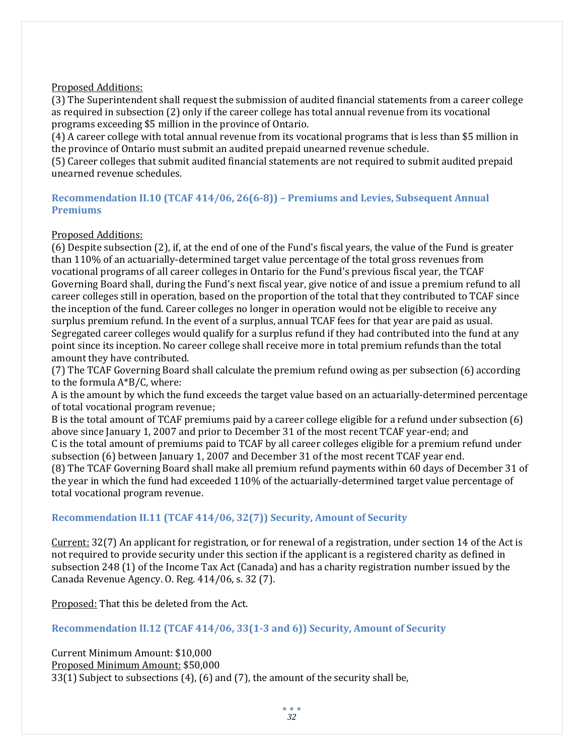Proposed Additions:

(3) The Superintendent shall request the submission of audited financial statements from a career college as required in subsection (2) only if the career college has total annual revenue from its vocational programs exceeding $5 million in the province of Ontario.

(4) A career college with total annual revenue from its vocational programs that is less than $5 million in the province of Ontario must submit an audited prepaid unearned revenue schedule.

(5) Career colleges that submit audited financial statements are not required to submit audited prepaid unearned revenue schedules.

### Recommendation II.10 (TCAF 414/06, 26(6-8)) – Premiums and Levies, Subsequent Annual Premiums

Proposed Additions:

(6) Despite subsection (2), if, at the end of one of the Fund's fiscal years, the value of the Fund is greater than 110% of an actuarially-determined target value percentage of the total gross revenues from vocational programs of all career colleges in Ontario for the Fund's previous fiscal year, the TCAF Governing Board shall, during the Fund's next fiscal year, give notice of and issue a premium refund to all career colleges still in operation, based on the proportion of the total that they contributed to TCAF since the inception of the fund. Career colleges no longer in operation would not be eligible to receive any surplus premium refund. In the event of a surplus, annual TCAF fees for that year are paid as usual. Segregated career colleges would qualify for a surplus refund if they had contributed into the fund at any point since its inception. No career college shall receive more in total premium refunds than the total amount they have contributed.

(7) The TCAF Governing Board shall calculate the premium refund owing as per subsection (6) according to the formula $A*B/C$, where:

A is the amount by which the fund exceeds the target value based on an actuarially-determined percentage of total vocational program revenue;

B is the total amount of TCAF premiums paid by a career college eligible for a refund under subsection (6) above since January 1, 2007 and prior to December 31 of the most recent TCAF year-end; and

C is the total amount of premiums paid to TCAF by all career colleges eligible for a premium refund under subsection (6) between January 1, 2007 and December 31 of the most recent TCAF year end.

(8) The TCAF Governing Board shall make all premium refund payments within 60 days of December 31 of the year in which the fund had exceeded 110% of the actuarially-determined target value percentage of total vocational program revenue.

### Recommendation II.11 (TCAF 414/06, 32(7)) Security, Amount of Security

Current: 32(7) An applicant for registration, or for renewal of a registration, under section 14 of the Act is not required to provide security under this section if the applicant is a registered charity as defined in subsection 248 (1) of the Income Tax Act (Canada) and has a charity registration number issued by the Canada Revenue Agency. O. Reg. 414/06, s. 32 (7).

Proposed: That this be deleted from the Act.

### Recommendation II.12 (TCAF 414/06, 33(1-3 and 6)) Security, Amount of Security

Current Minimum Amount: $10,000

Proposed Minimum Amount: $50,000

33(1) Subject to subsections (4), (6) and (7), the amount of the security shall be,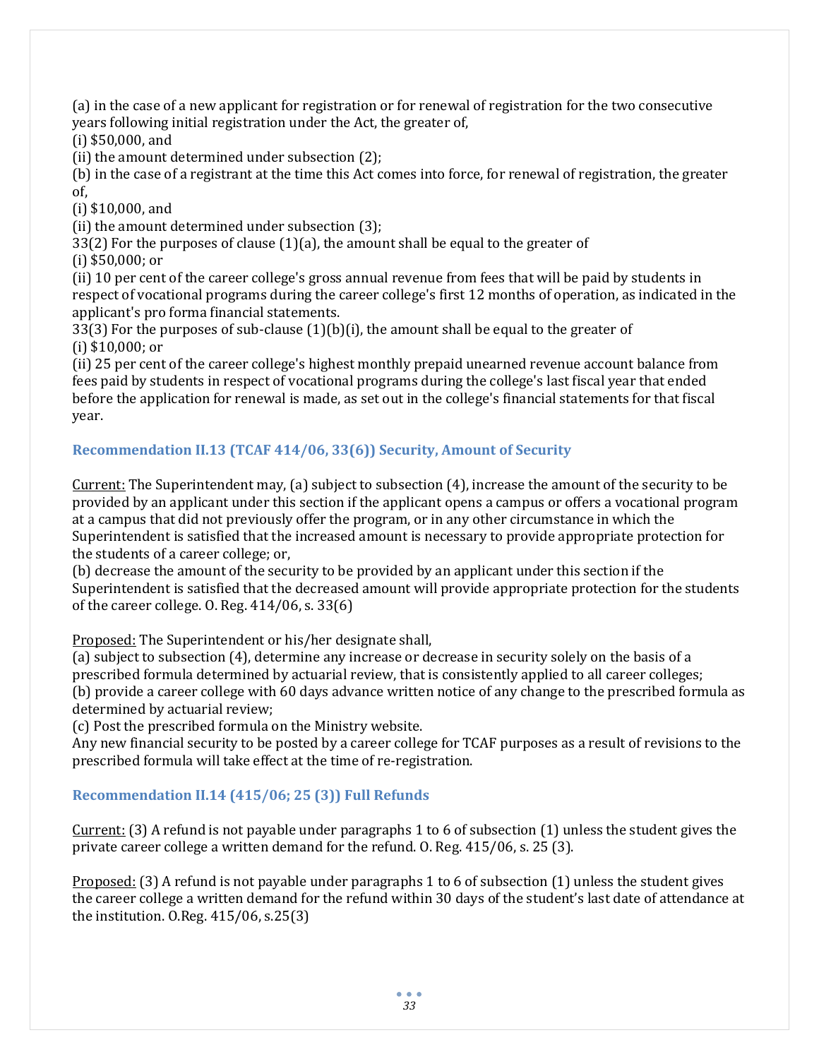(a) in the case of a new applicant for registration or for renewal of registration for the two consecutive years following initial registration under the Act, the greater of,
(i) $50,000, and
(ii) the amount determined under subsection (2);
(b) in the case of a registrant at the time this Act comes into force, for renewal of registration, the greater of,
(i) $10,000, and
(ii) the amount determined under subsection (3);
33(2) For the purposes of clause (1)(a), the amount shall be equal to the greater of
(i) $50,000; or
(ii) 10 per cent of the career college's gross annual revenue from fees that will be paid by students in respect of vocational programs during the career college's first 12 months of operation, as indicated in the applicant's pro forma financial statements.
33(3) For the purposes of sub-clause (1)(b)(i), the amount shall be equal to the greater of
(i) $10,000; or
(ii) 25 per cent of the career college's highest monthly prepaid unearned revenue account balance from fees paid by students in respect of vocational programs during the college's last fiscal year that ended before the application for renewal is made, as set out in the college's financial statements for that fiscal year.

### Recommendation II.13 (TCAF 414/06, 33(6)) Security, Amount of Security

Current: The Superintendent may, (a) subject to subsection (4), increase the amount of the security to be provided by an applicant under this section if the applicant opens a campus or offers a vocational program at a campus that did not previously offer the program, or in any other circumstance in which the Superintendent is satisfied that the increased amount is necessary to provide appropriate protection for the students of a career college; or,
(b) decrease the amount of the security to be provided by an applicant under this section if the Superintendent is satisfied that the decreased amount will provide appropriate protection for the students of the career college. O. Reg. 414/06, s. 33(6)

Proposed: The Superintendent or his/her designate shall,
(a) subject to subsection (4), determine any increase or decrease in security solely on the basis of a prescribed formula determined by actuarial review, that is consistently applied to all career colleges;
(b) provide a career college with 60 days advance written notice of any change to the prescribed formula as determined by actuarial review;
(c) Post the prescribed formula on the Ministry website.
Any new financial security to be posted by a career college for TCAF purposes as a result of revisions to the prescribed formula will take effect at the time of re-registration.

### Recommendation II.14 (415/06; 25 (3)) Full Refunds

Current: (3) A refund is not payable under paragraphs 1 to 6 of subsection (1) unless the student gives the private career college a written demand for the refund. O. Reg. 415/06, s. 25 (3).

Proposed: (3) A refund is not payable under paragraphs 1 to 6 of subsection (1) unless the student gives the career college a written demand for the refund within 30 days of the student's last date of attendance at the institution. O.Reg. 415/06, s.25(3)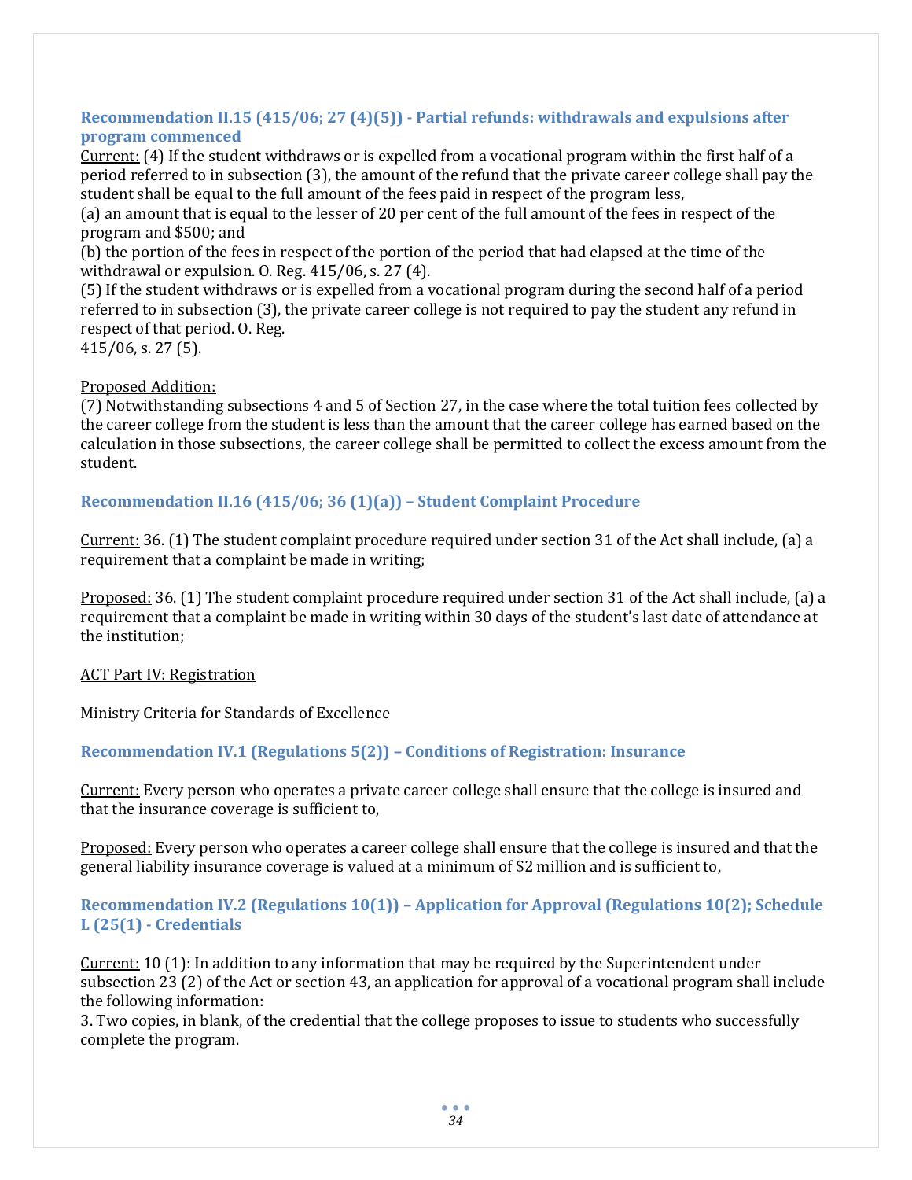### Recommendation II.15 (415/06; 27 (4)(5)) - Partial refunds: withdrawals and expulsions after program commenced

Current: (4) If the student withdraws or is expelled from a vocational program within the first half of a period referred to in subsection (3), the amount of the refund that the private career college shall pay the student shall be equal to the full amount of the fees paid in respect of the program less,

(a) an amount that is equal to the lesser of 20 per cent of the full amount of the fees in respect of the program and $500; and

(b) the portion of the fees in respect of the portion of the period that had elapsed at the time of the withdrawal or expulsion. O. Reg. 415/06, s. 27 (4).

(5) If the student withdraws or is expelled from a vocational program during the second half of a period referred to in subsection (3), the private career college is not required to pay the student any refund in respect of that period. O. Reg. 415/06, s. 27 (5).

Proposed Addition:

(7) Notwithstanding subsections 4 and 5 of Section 27, in the case where the total tuition fees collected by the career college from the student is less than the amount that the career college has earned based on the calculation in those subsections, the career college shall be permitted to collect the excess amount from the student.

### Recommendation II.16 (415/06; 36 (1)(a)) – Student Complaint Procedure

Current: 36. (1) The student complaint procedure required under section 31 of the Act shall include, (a) a requirement that a complaint be made in writing;

Proposed: 36. (1) The student complaint procedure required under section 31 of the Act shall include, (a) a requirement that a complaint be made in writing within 30 days of the student's last date of attendance at the institution;

ACT Part IV: Registration

Ministry Criteria for Standards of Excellence

### Recommendation IV.1 (Regulations 5(2)) – Conditions of Registration: Insurance

Current: Every person who operates a private career college shall ensure that the college is insured and that the insurance coverage is sufficient to,

Proposed: Every person who operates a career college shall ensure that the college is insured and that the general liability insurance coverage is valued at a minimum of $2 million and is sufficient to,

### Recommendation IV.2 (Regulations 10(1)) – Application for Approval (Regulations 10(2); Schedule L (25(1) - Credentials

Current: 10 (1): In addition to any information that may be required by the Superintendent under subsection 23 (2) of the Act or section 43, an application for approval of a vocational program shall include the following information:

3. Two copies, in blank, of the credential that the college proposes to issue to students who successfully complete the program.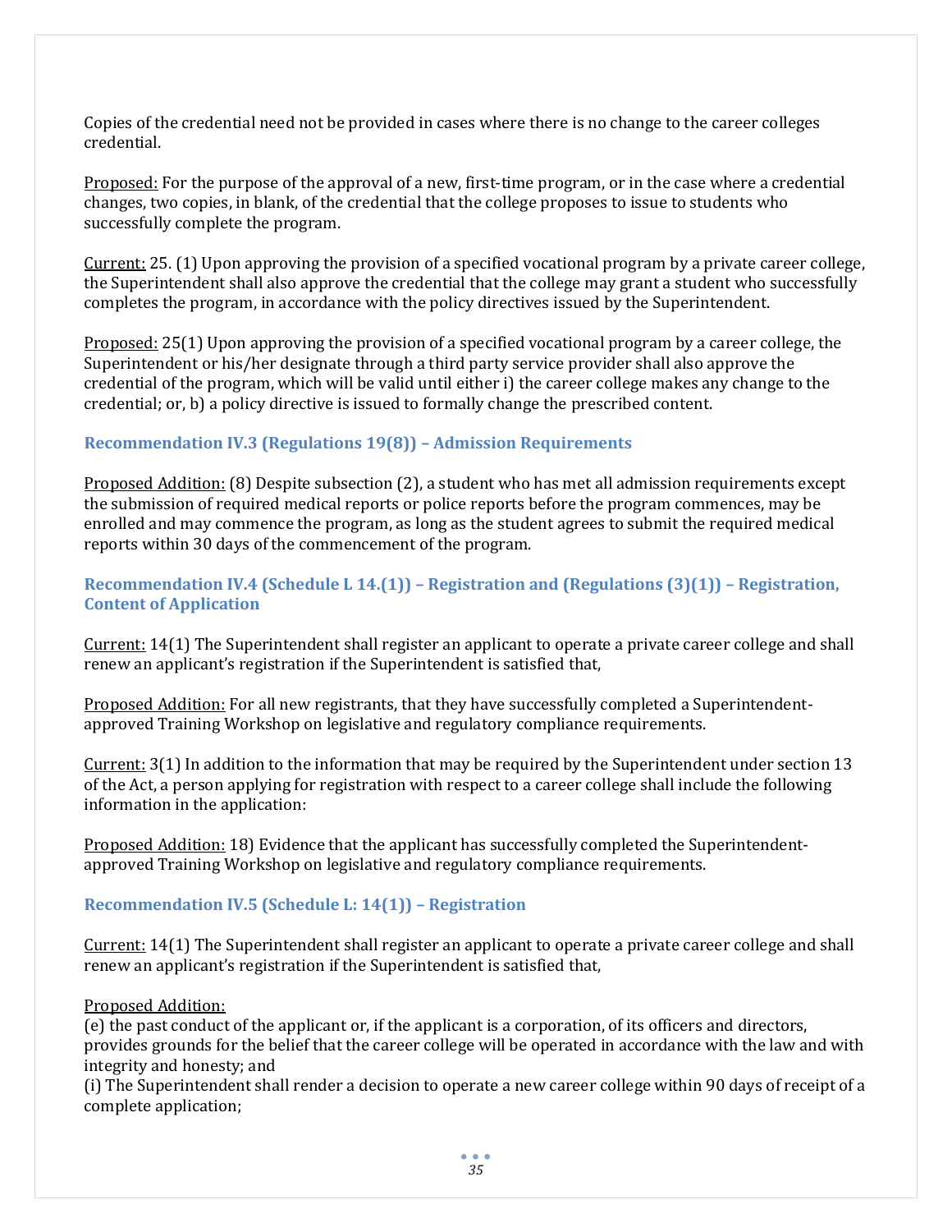Copies of the credential need not be provided in cases where there is no change to the career colleges credential.

Proposed: For the purpose of the approval of a new, first-time program, or in the case where a credential changes, two copies, in blank, of the credential that the college proposes to issue to students who successfully complete the program.

Current: 25. (1) Upon approving the provision of a specified vocational program by a private career college, the Superintendent shall also approve the credential that the college may grant a student who successfully completes the program, in accordance with the policy directives issued by the Superintendent.

Proposed: 25(1) Upon approving the provision of a specified vocational program by a career college, the Superintendent or his/her designate through a third party service provider shall also approve the credential of the program, which will be valid until either i) the career college makes any change to the credential; or, b) a policy directive is issued to formally change the prescribed content.

### Recommendation IV.3 (Regulations 19(8)) – Admission Requirements

Proposed Addition: (8) Despite subsection (2), a student who has met all admission requirements except the submission of required medical reports or police reports before the program commences, may be enrolled and may commence the program, as long as the student agrees to submit the required medical reports within 30 days of the commencement of the program.

### Recommendation IV.4 (Schedule L 14.(1)) – Registration and (Regulations (3)(1)) – Registration, Content of Application

Current: 14(1) The Superintendent shall register an applicant to operate a private career college and shall renew an applicant's registration if the Superintendent is satisfied that,

Proposed Addition: For all new registrants, that they have successfully completed a Superintendent-approved Training Workshop on legislative and regulatory compliance requirements.

Current: 3(1) In addition to the information that may be required by the Superintendent under section 13 of the Act, a person applying for registration with respect to a career college shall include the following information in the application:

Proposed Addition: 18) Evidence that the applicant has successfully completed the Superintendent-approved Training Workshop on legislative and regulatory compliance requirements.

### Recommendation IV.5 (Schedule L: 14(1)) – Registration

Current: 14(1) The Superintendent shall register an applicant to operate a private career college and shall renew an applicant's registration if the Superintendent is satisfied that,

Proposed Addition:
(e) the past conduct of the applicant or, if the applicant is a corporation, of its officers and directors, provides grounds for the belief that the career college will be operated in accordance with the law and with integrity and honesty; and
(i) The Superintendent shall render a decision to operate a new career college within 90 days of receipt of a complete application;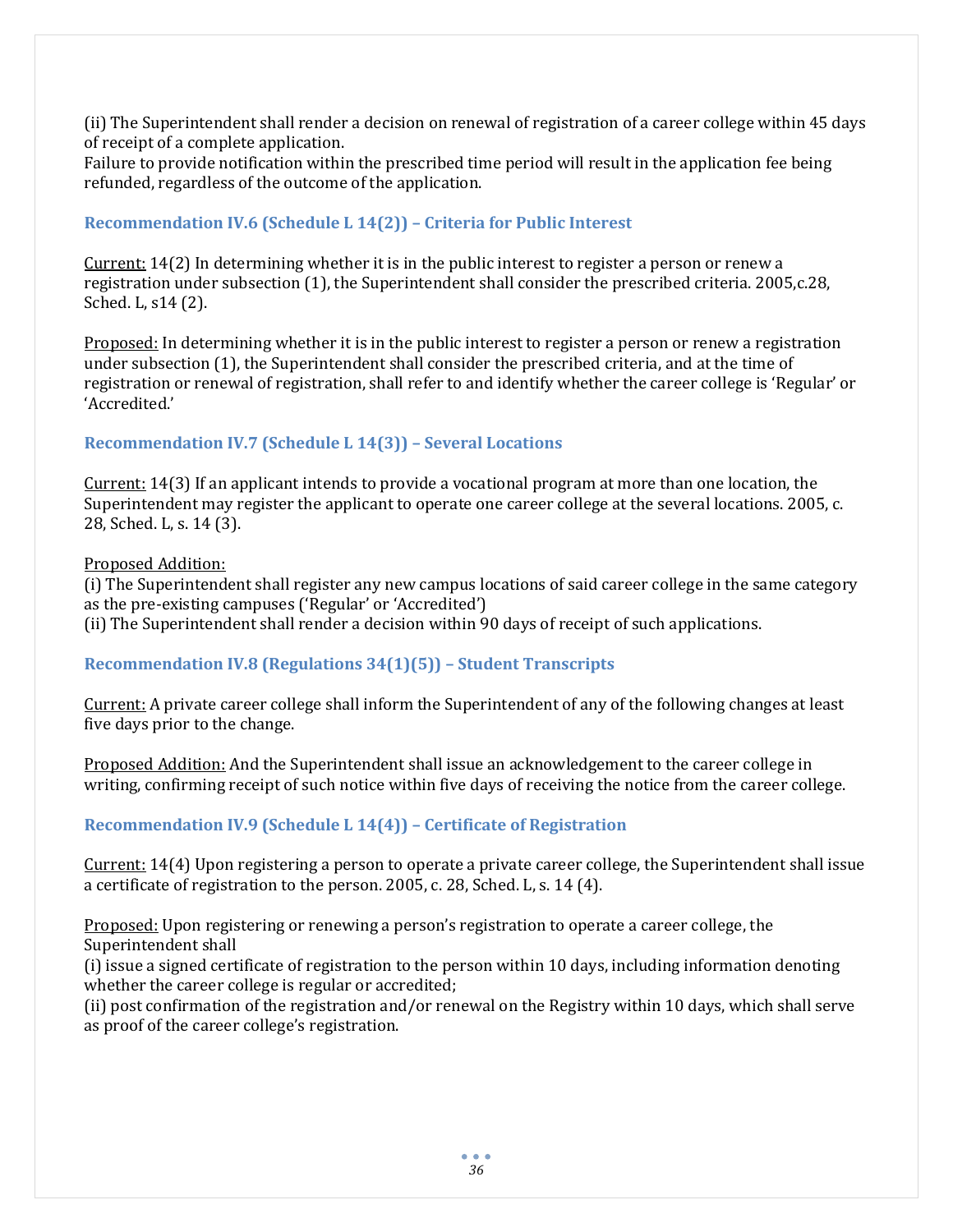(ii) The Superintendent shall render a decision on renewal of registration of a career college within 45 days of receipt of a complete application.
Failure to provide notification within the prescribed time period will result in the application fee being refunded, regardless of the outcome of the application.

### Recommendation IV.6 (Schedule L 14(2)) – Criteria for Public Interest

Current: 14(2) In determining whether it is in the public interest to register a person or renew a registration under subsection (1), the Superintendent shall consider the prescribed criteria. 2005,c.28, Sched. L, s14 (2).

Proposed: In determining whether it is in the public interest to register a person or renew a registration under subsection (1), the Superintendent shall consider the prescribed criteria, and at the time of registration or renewal of registration, shall refer to and identify whether the career college is 'Regular' or 'Accredited.'

### Recommendation IV.7 (Schedule L 14(3)) – Several Locations

Current: 14(3) If an applicant intends to provide a vocational program at more than one location, the Superintendent may register the applicant to operate one career college at the several locations. 2005, c. 28, Sched. L, s. 14 (3).

Proposed Addition:
(i) The Superintendent shall register any new campus locations of said career college in the same category as the pre-existing campuses ('Regular' or 'Accredited')
(ii) The Superintendent shall render a decision within 90 days of receipt of such applications.

### Recommendation IV.8 (Regulations 34(1)(5)) – Student Transcripts

Current: A private career college shall inform the Superintendent of any of the following changes at least five days prior to the change.

Proposed Addition: And the Superintendent shall issue an acknowledgement to the career college in writing, confirming receipt of such notice within five days of receiving the notice from the career college.

### Recommendation IV.9 (Schedule L 14(4)) – Certificate of Registration

Current: 14(4) Upon registering a person to operate a private career college, the Superintendent shall issue a certificate of registration to the person. 2005, c. 28, Sched. L, s. 14 (4).

Proposed: Upon registering or renewing a person's registration to operate a career college, the Superintendent shall
(i) issue a signed certificate of registration to the person within 10 days, including information denoting whether the career college is regular or accredited;
(ii) post confirmation of the registration and/or renewal on the Registry within 10 days, which shall serve as proof of the career college's registration.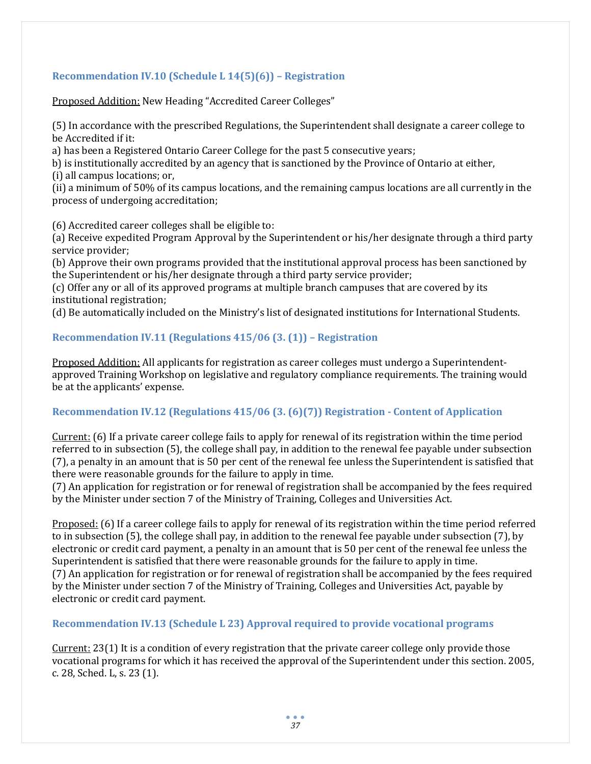### Recommendation IV.10 (Schedule L 14(5)(6)) – Registration

<u>Proposed Addition:</u> New Heading "Accredited Career Colleges"

(5) In accordance with the prescribed Regulations, the Superintendent shall designate a career college to be Accredited if it:
a) has been a Registered Ontario Career College for the past 5 consecutive years;
b) is institutionally accredited by an agency that is sanctioned by the Province of Ontario at either,
(i) all campus locations; or,
(ii) a minimum of 50% of its campus locations, and the remaining campus locations are all currently in the process of undergoing accreditation;

(6) Accredited career colleges shall be eligible to:
(a) Receive expedited Program Approval by the Superintendent or his/her designate through a third party service provider;
(b) Approve their own programs provided that the institutional approval process has been sanctioned by the Superintendent or his/her designate through a third party service provider;
(c) Offer any or all of its approved programs at multiple branch campuses that are covered by its institutional registration;
(d) Be automatically included on the Ministry's list of designated institutions for International Students.

### Recommendation IV.11 (Regulations 415/06 (3. (1)) – Registration

<u>Proposed Addition:</u> All applicants for registration as career colleges must undergo a Superintendent-approved Training Workshop on legislative and regulatory compliance requirements. The training would be at the applicants' expense.

### Recommendation IV.12 (Regulations 415/06 (3. (6)(7)) Registration - Content of Application

<u>Current:</u> (6) If a private career college fails to apply for renewal of its registration within the time period referred to in subsection (5), the college shall pay, in addition to the renewal fee payable under subsection (7), a penalty in an amount that is 50 per cent of the renewal fee unless the Superintendent is satisfied that there were reasonable grounds for the failure to apply in time.
(7) An application for registration or for renewal of registration shall be accompanied by the fees required by the Minister under section 7 of the Ministry of Training, Colleges and Universities Act.

<u>Proposed:</u> (6) If a career college fails to apply for renewal of its registration within the time period referred to in subsection (5), the college shall pay, in addition to the renewal fee payable under subsection (7), by electronic or credit card payment, a penalty in an amount that is 50 per cent of the renewal fee unless the Superintendent is satisfied that there were reasonable grounds for the failure to apply in time.
(7) An application for registration or for renewal of registration shall be accompanied by the fees required by the Minister under section 7 of the Ministry of Training, Colleges and Universities Act, payable by electronic or credit card payment.

### Recommendation IV.13 (Schedule L 23) Approval required to provide vocational programs

<u>Current:</u> 23(1) It is a condition of every registration that the private career college only provide those vocational programs for which it has received the approval of the Superintendent under this section. 2005, c. 28, Sched. L, s. 23 (1).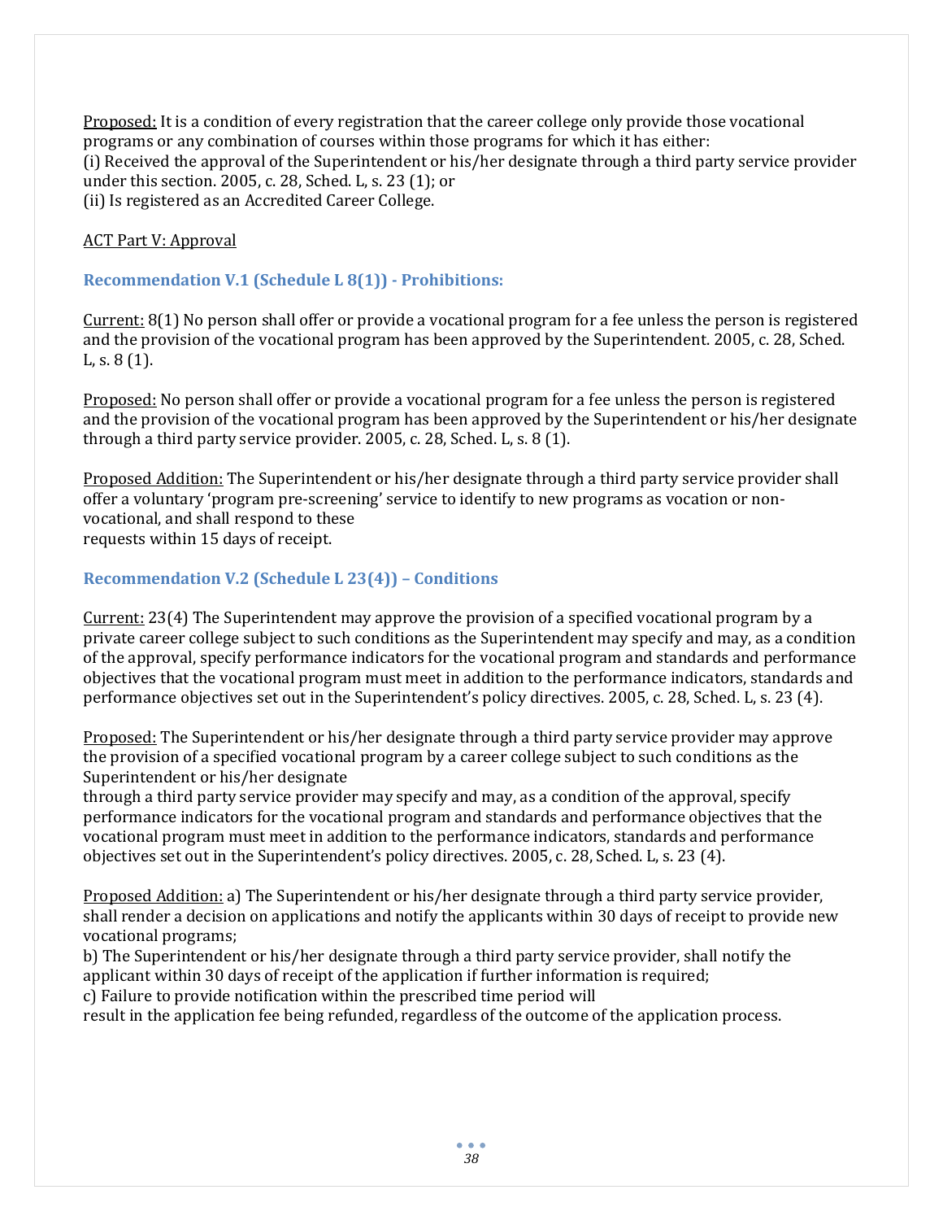Proposed: It is a condition of every registration that the career college only provide those vocational programs or any combination of courses within those programs for which it has either:
(i) Received the approval of the Superintendent or his/her designate through a third party service provider under this section. 2005, c. 28, Sched. L, s. 23 (1); or
(ii) Is registered as an Accredited Career College.

ACT Part V: Approval

### Recommendation V.1 (Schedule L 8(1)) - Prohibitions:

Current: 8(1) No person shall offer or provide a vocational program for a fee unless the person is registered and the provision of the vocational program has been approved by the Superintendent. 2005, c. 28, Sched. L, s. 8 (1).

Proposed: No person shall offer or provide a vocational program for a fee unless the person is registered and the provision of the vocational program has been approved by the Superintendent or his/her designate through a third party service provider. 2005, c. 28, Sched. L, s. 8 (1).

Proposed Addition: The Superintendent or his/her designate through a third party service provider shall offer a voluntary 'program pre-screening' service to identify to new programs as vocation or non-vocational, and shall respond to these requests within 15 days of receipt.

### Recommendation V.2 (Schedule L 23(4)) – Conditions

Current: 23(4) The Superintendent may approve the provision of a specified vocational program by a private career college subject to such conditions as the Superintendent may specify and may, as a condition of the approval, specify performance indicators for the vocational program and standards and performance objectives that the vocational program must meet in addition to the performance indicators, standards and performance objectives set out in the Superintendent's policy directives. 2005, c. 28, Sched. L, s. 23 (4).

Proposed: The Superintendent or his/her designate through a third party service provider may approve the provision of a specified vocational program by a career college subject to such conditions as the Superintendent or his/her designate through a third party service provider may specify and may, as a condition of the approval, specify performance indicators for the vocational program and standards and performance objectives that the vocational program must meet in addition to the performance indicators, standards and performance objectives set out in the Superintendent's policy directives. 2005, c. 28, Sched. L, s. 23 (4).

Proposed Addition: a) The Superintendent or his/her designate through a third party service provider, shall render a decision on applications and notify the applicants within 30 days of receipt to provide new vocational programs;
b) The Superintendent or his/her designate through a third party service provider, shall notify the applicant within 30 days of receipt of the application if further information is required;
c) Failure to provide notification within the prescribed time period will result in the application fee being refunded, regardless of the outcome of the application process.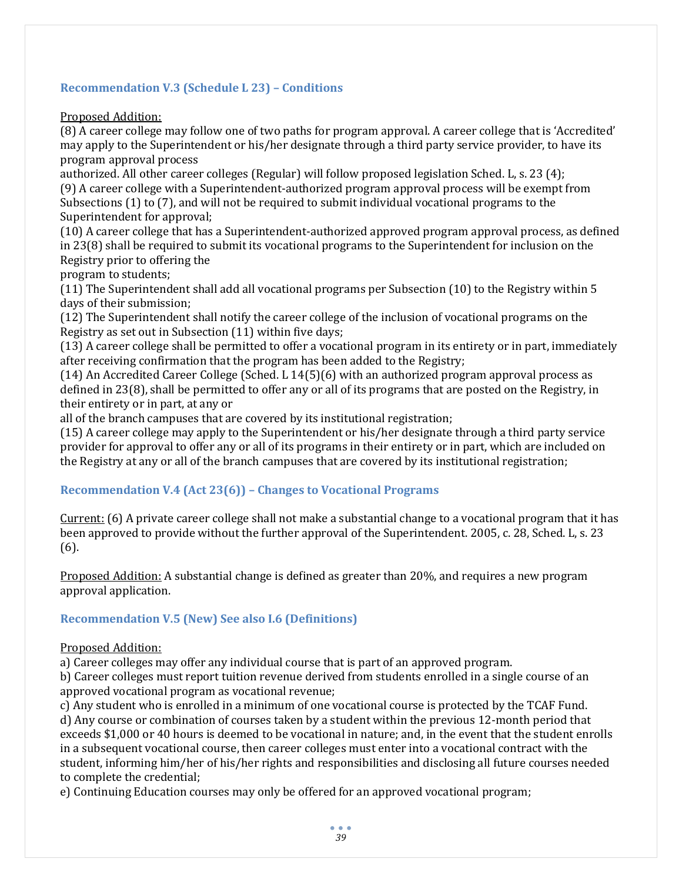### Recommendation V.3 (Schedule L 23) – Conditions

Proposed Addition:

(8) A career college may follow one of two paths for program approval. A career college that is 'Accredited' may apply to the Superintendent or his/her designate through a third party service provider, to have its program approval process authorized. All other career colleges (Regular) will follow proposed legislation Sched. L, s. 23 (4);

(9) A career college with a Superintendent-authorized program approval process will be exempt from Subsections (1) to (7), and will not be required to submit individual vocational programs to the Superintendent for approval;

(10) A career college that has a Superintendent-authorized approved program approval process, as defined in 23(8) shall be required to submit its vocational programs to the Superintendent for inclusion on the Registry prior to offering the program to students;

(11) The Superintendent shall add all vocational programs per Subsection (10) to the Registry within 5 days of their submission;

(12) The Superintendent shall notify the career college of the inclusion of vocational programs on the Registry as set out in Subsection (11) within five days;

(13) A career college shall be permitted to offer a vocational program in its entirety or in part, immediately after receiving confirmation that the program has been added to the Registry;

(14) An Accredited Career College (Sched. L 14(5)(6) with an authorized program approval process as defined in 23(8), shall be permitted to offer any or all of its programs that are posted on the Registry, in their entirety or in part, at any or all of the branch campuses that are covered by its institutional registration;

(15) A career college may apply to the Superintendent or his/her designate through a third party service provider for approval to offer any or all of its programs in their entirety or in part, which are included on the Registry at any or all of the branch campuses that are covered by its institutional registration;

### Recommendation V.4 (Act 23(6)) – Changes to Vocational Programs

Current: (6) A private career college shall not make a substantial change to a vocational program that it has been approved to provide without the further approval of the Superintendent. 2005, c. 28, Sched. L, s. 23 (6).

Proposed Addition: A substantial change is defined as greater than 20%, and requires a new program approval application.

### Recommendation V.5 (New) See also I.6 (Definitions)

Proposed Addition:

a) Career colleges may offer any individual course that is part of an approved program.

b) Career colleges must report tuition revenue derived from students enrolled in a single course of an approved vocational program as vocational revenue;

c) Any student who is enrolled in a minimum of one vocational course is protected by the TCAF Fund.

d) Any course or combination of courses taken by a student within the previous 12-month period that exceeds $1,000 or 40 hours is deemed to be vocational in nature; and, in the event that the student enrolls in a subsequent vocational course, then career colleges must enter into a vocational contract with the student, informing him/her of his/her rights and responsibilities and disclosing all future courses needed to complete the credential;

e) Continuing Education courses may only be offered for an approved vocational program;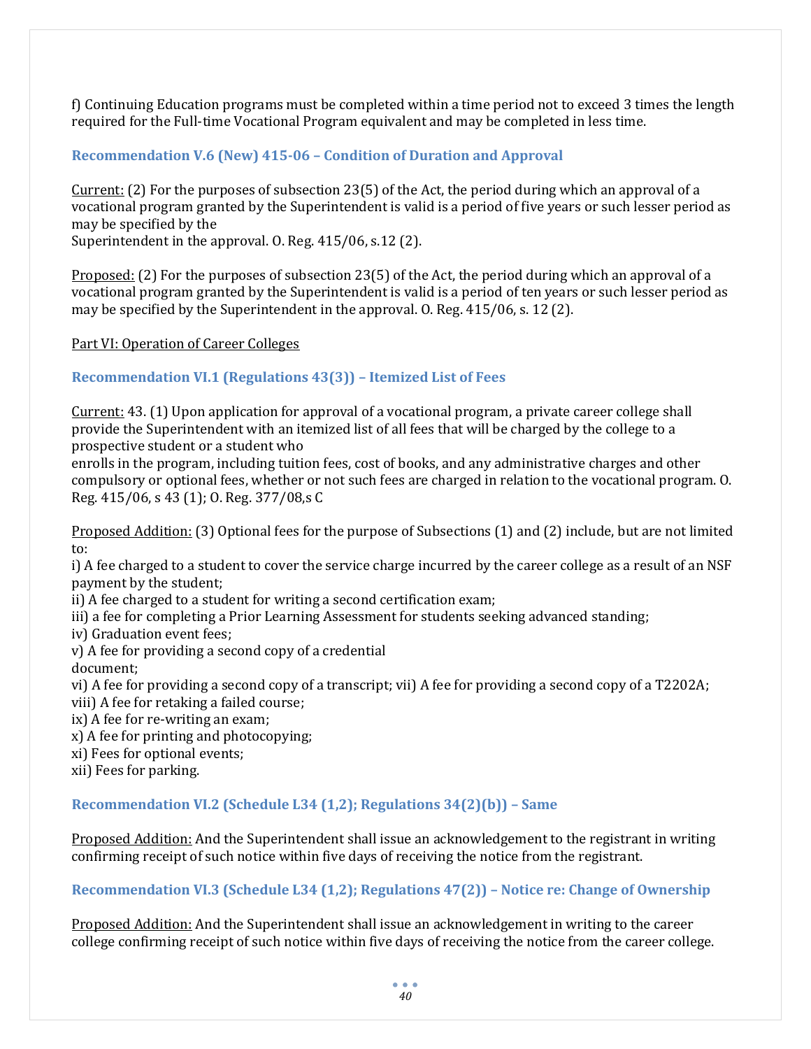f) Continuing Education programs must be completed within a time period not to exceed 3 times the length required for the Full-time Vocational Program equivalent and may be completed in less time.

### Recommendation V.6 (New) 415-06 – Condition of Duration and Approval

Current: (2) For the purposes of subsection 23(5) of the Act, the period during which an approval of a vocational program granted by the Superintendent is valid is a period of five years or such lesser period as may be specified by the
Superintendent in the approval. O. Reg. 415/06, s.12 (2).

Proposed: (2) For the purposes of subsection 23(5) of the Act, the period during which an approval of a vocational program granted by the Superintendent is valid is a period of ten years or such lesser period as may be specified by the Superintendent in the approval. O. Reg. 415/06, s. 12 (2).

Part VI: Operation of Career Colleges

### Recommendation VI.1 (Regulations 43(3)) – Itemized List of Fees

Current: 43. (1) Upon application for approval of a vocational program, a private career college shall provide the Superintendent with an itemized list of all fees that will be charged by the college to a prospective student or a student who
enrolls in the program, including tuition fees, cost of books, and any administrative charges and other compulsory or optional fees, whether or not such fees are charged in relation to the vocational program. O. Reg. 415/06, s 43 (1); O. Reg. 377/08,s C

Proposed Addition: (3) Optional fees for the purpose of Subsections (1) and (2) include, but are not limited to:
i) A fee charged to a student to cover the service charge incurred by the career college as a result of an NSF payment by the student;
ii) A fee charged to a student for writing a second certification exam;
iii) a fee for completing a Prior Learning Assessment for students seeking advanced standing;
iv) Graduation event fees;
v) A fee for providing a second copy of a credential
document;
vi) A fee for providing a second copy of a transcript; vii) A fee for providing a second copy of a T2202A;
viii) A fee for retaking a failed course;
ix) A fee for re-writing an exam;
x) A fee for printing and photocopying;
xi) Fees for optional events;
xii) Fees for parking.

### Recommendation VI.2 (Schedule L34 (1,2); Regulations 34(2)(b)) – Same

Proposed Addition: And the Superintendent shall issue an acknowledgement to the registrant in writing confirming receipt of such notice within five days of receiving the notice from the registrant.

### Recommendation VI.3 (Schedule L34 (1,2); Regulations 47(2)) – Notice re: Change of Ownership

Proposed Addition: And the Superintendent shall issue an acknowledgement in writing to the career college confirming receipt of such notice within five days of receiving the notice from the career college.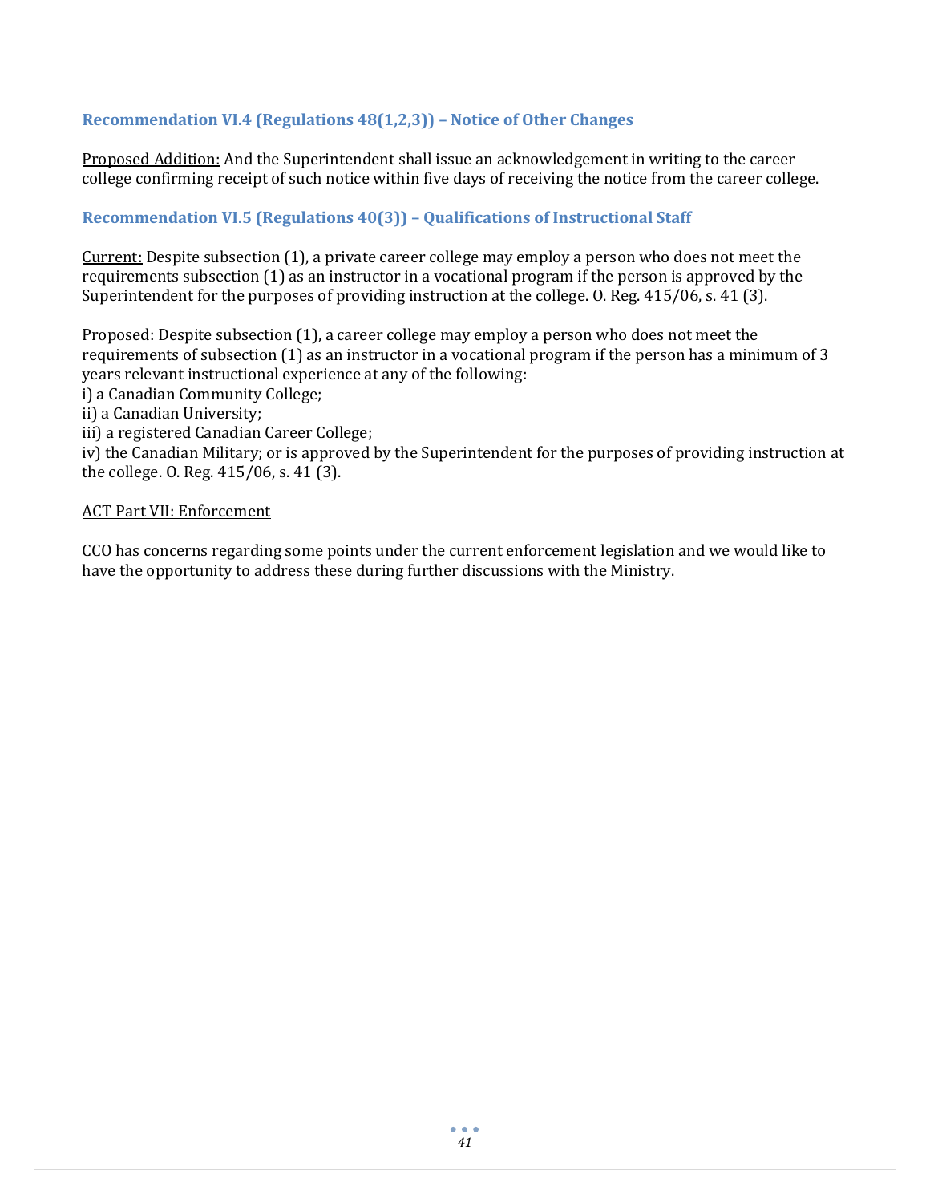### Recommendation VI.4 (Regulations 48(1,2,3)) – Notice of Other Changes

Proposed Addition: And the Superintendent shall issue an acknowledgement in writing to the career college confirming receipt of such notice within five days of receiving the notice from the career college.

### Recommendation VI.5 (Regulations 40(3)) – Qualifications of Instructional Staff

Current: Despite subsection (1), a private career college may employ a person who does not meet the requirements subsection (1) as an instructor in a vocational program if the person is approved by the Superintendent for the purposes of providing instruction at the college. O. Reg. 415/06, s. 41 (3).

Proposed: Despite subsection (1), a career college may employ a person who does not meet the requirements of subsection (1) as an instructor in a vocational program if the person has a minimum of 3 years relevant instructional experience at any of the following:
i) a Canadian Community College;
ii) a Canadian University;
iii) a registered Canadian Career College;
iv) the Canadian Military; or is approved by the Superintendent for the purposes of providing instruction at the college. O. Reg. 415/06, s. 41 (3).

ACT Part VII: Enforcement

CCO has concerns regarding some points under the current enforcement legislation and we would like to have the opportunity to address these during further discussions with the Ministry.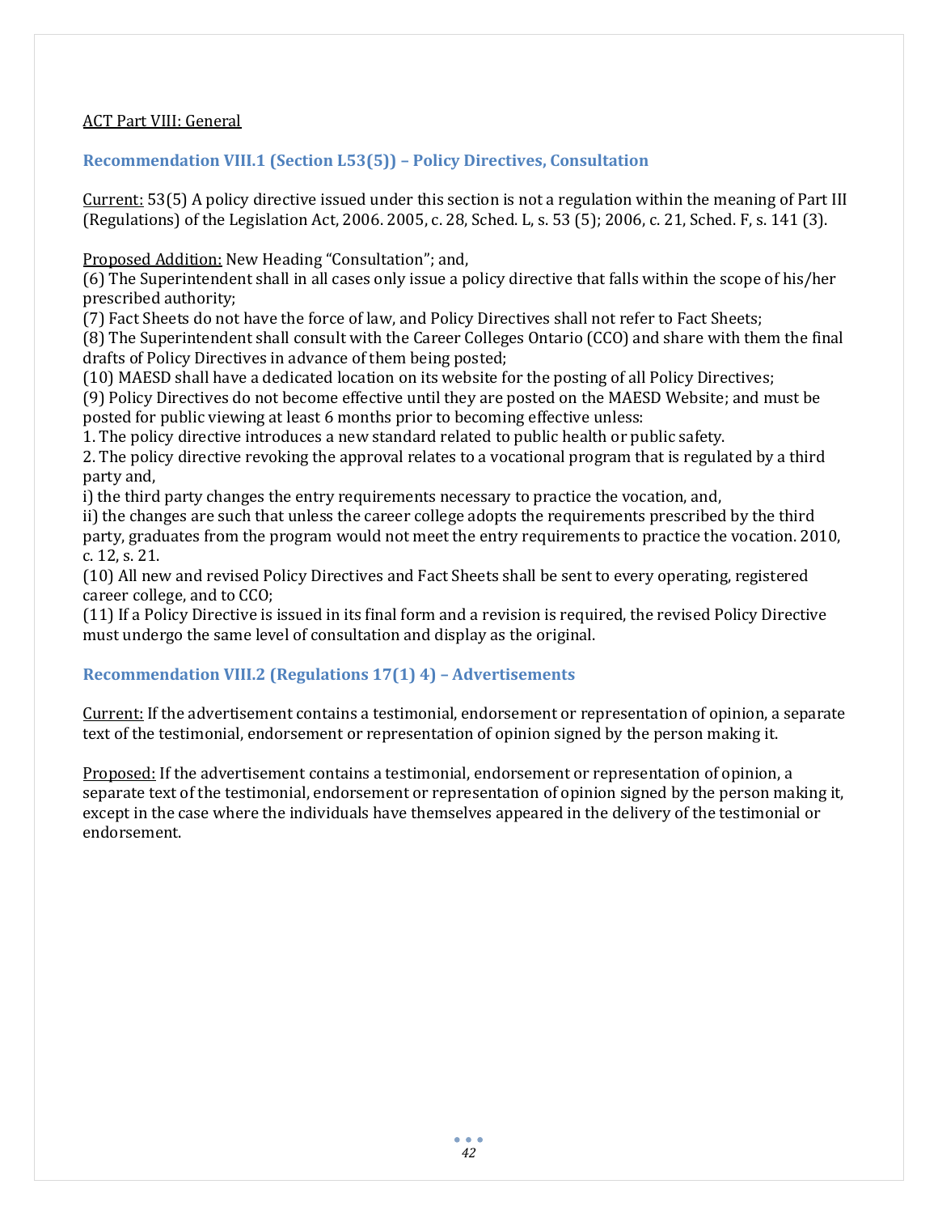ACT Part VIII: General

### Recommendation VIII.1 (Section L53(5)) – Policy Directives, Consultation

Current: 53(5) A policy directive issued under this section is not a regulation within the meaning of Part III (Regulations) of the Legislation Act, 2006. 2005, c. 28, Sched. L, s. 53 (5); 2006, c. 21, Sched. F, s. 141 (3).

Proposed Addition: New Heading “Consultation”; and,

(6) The Superintendent shall in all cases only issue a policy directive that falls within the scope of his/her prescribed authority;

(7) Fact Sheets do not have the force of law, and Policy Directives shall not refer to Fact Sheets;

(8) The Superintendent shall consult with the Career Colleges Ontario (CCO) and share with them the final drafts of Policy Directives in advance of them being posted;

(10) MAESD shall have a dedicated location on its website for the posting of all Policy Directives;

(9) Policy Directives do not become effective until they are posted on the MAESD Website; and must be posted for public viewing at least 6 months prior to becoming effective unless:

1. The policy directive introduces a new standard related to public health or public safety.
2. The policy directive revoking the approval relates to a vocational program that is regulated by a third party and,

i) the third party changes the entry requirements necessary to practice the vocation, and,

ii) the changes are such that unless the career college adopts the requirements prescribed by the third party, graduates from the program would not meet the entry requirements to practice the vocation. 2010, c. 12, s. 21.

(10) All new and revised Policy Directives and Fact Sheets shall be sent to every operating, registered career college, and to CCO;

(11) If a Policy Directive is issued in its final form and a revision is required, the revised Policy Directive must undergo the same level of consultation and display as the original.

### Recommendation VIII.2 (Regulations 17(1) 4) – Advertisements

Current: If the advertisement contains a testimonial, endorsement or representation of opinion, a separate text of the testimonial, endorsement or representation of opinion signed by the person making it.

Proposed: If the advertisement contains a testimonial, endorsement or representation of opinion, a separate text of the testimonial, endorsement or representation of opinion signed by the person making it, except in the case where the individuals have themselves appeared in the delivery of the testimonial or endorsement.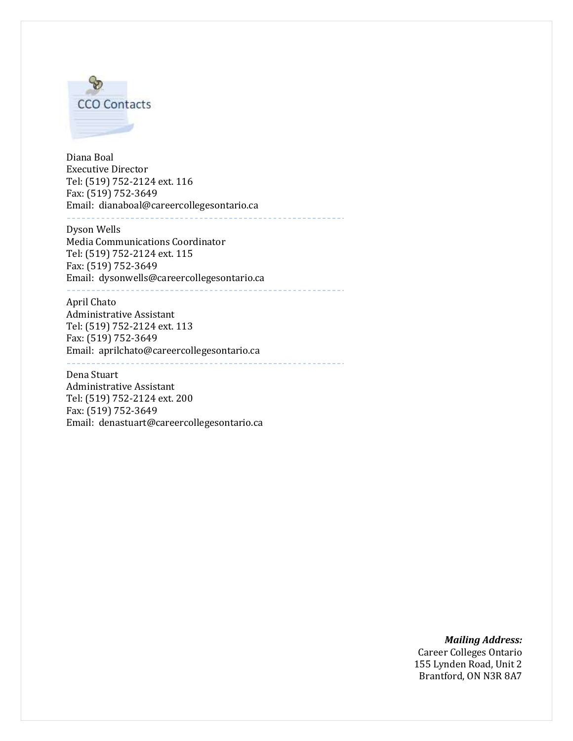## CCO Contacts

Diana Boal
Executive Director
Tel: (519) 752-2124 ext. 116
Fax: (519) 752-3649
Email: dianaboal@careercollegesontario.ca

---

Dyson Wells
Media Communications Coordinator
Tel: (519) 752-2124 ext. 115
Fax: (519) 752-3649
Email: dysonwells@careercollegesontario.ca

---

April Chato
Administrative Assistant
Tel: (519) 752-2124 ext. 113
Fax: (519) 752-3649
Email: aprilchato@careercollegesontario.ca

---

Dena Stuart
Administrative Assistant
Tel: (519) 752-2124 ext. 200
Fax: (519) 752-3649
Email: denastuart@careercollegesontario.ca

***Mailing Address:***
Career Colleges Ontario
155 Lynden Road, Unit 2
Brantford, ON N3R 8A7